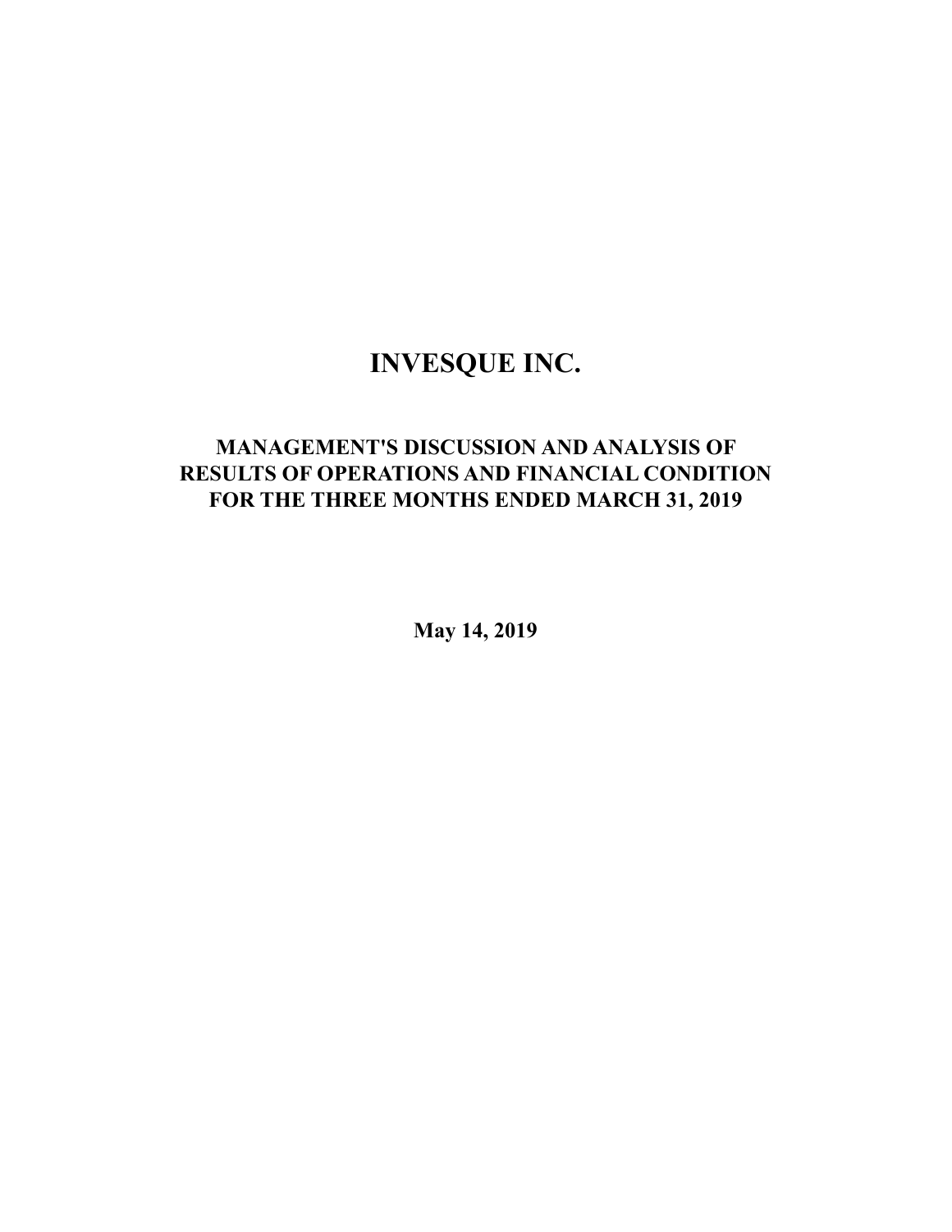# INVESQUE INC.

## MANAGEMENT'S DISCUSSION AND ANALYSIS OF RESULTS OF OPERATIONS AND FINANCIAL CONDITION FOR THE THREE MONTHS ENDED MARCH 31, 2019

**May 14, 2019**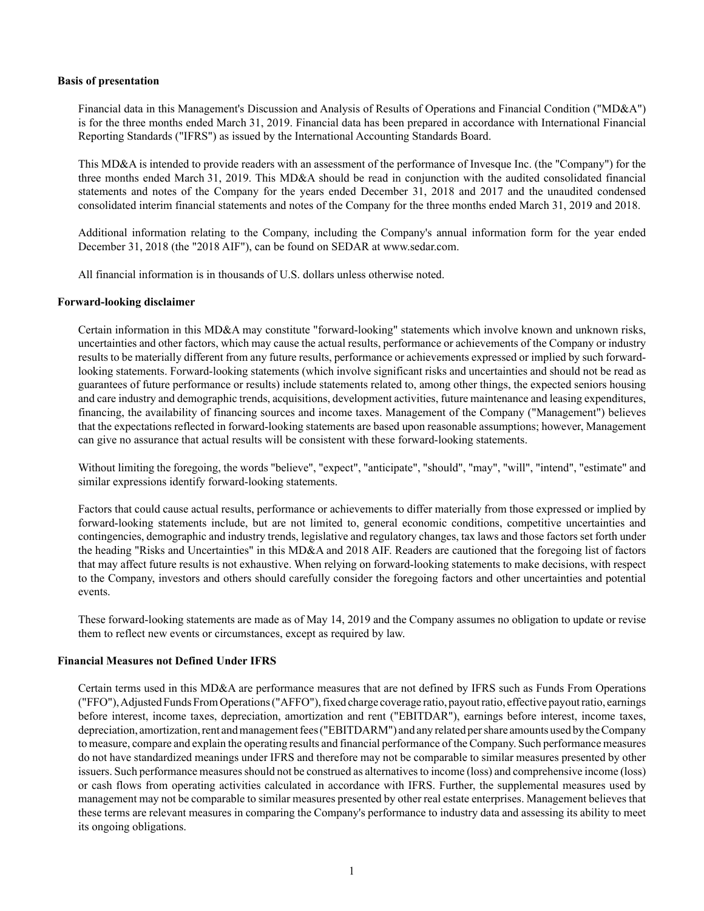**Basis of presentation**

Financial data in this Management's Discussion and Analysis of Results of Operations and Financial Condition ("MD&A") is for the three months ended March 31, 2019. Financial data has been prepared in accordance with International Financial Reporting Standards ("IFRS") as issued by the International Accounting Standards Board.

This MD&A is intended to provide readers with an assessment of the performance of Invesque Inc. (the "Company") for the three months ended March 31, 2019. This MD&A should be read in conjunction with the audited consolidated financial statements and notes of the Company for the years ended December 31, 2018 and 2017 and the unaudited condensed consolidated interim financial statements and notes of the Company for the three months ended March 31, 2019 and 2018.

Additional information relating to the Company, including the Company's annual information form for the year ended December 31, 2018 (the "2018 AIF"), can be found on SEDAR at www.sedar.com.

All financial information is in thousands of U.S. dollars unless otherwise noted.

**Forward-looking disclaimer**

Certain information in this MD&A may constitute "forward-looking" statements which involve known and unknown risks, uncertainties and other factors, which may cause the actual results, performance or achievements of the Company or industry results to be materially different from any future results, performance or achievements expressed or implied by such forward-looking statements. Forward-looking statements (which involve significant risks and uncertainties and should not be read as guarantees of future performance or results) include statements related to, among other things, the expected seniors housing and care industry and demographic trends, acquisitions, development activities, future maintenance and leasing expenditures, financing, the availability of financing sources and income taxes. Management of the Company ("Management") believes that the expectations reflected in forward-looking statements are based upon reasonable assumptions; however, Management can give no assurance that actual results will be consistent with these forward-looking statements.

Without limiting the foregoing, the words "believe", "expect", "anticipate", "should", "may", "will", "intend", "estimate" and similar expressions identify forward-looking statements.

Factors that could cause actual results, performance or achievements to differ materially from those expressed or implied by forward-looking statements include, but are not limited to, general economic conditions, competitive uncertainties and contingencies, demographic and industry trends, legislative and regulatory changes, tax laws and those factors set forth under the heading "Risks and Uncertainties" in this MD&A and 2018 AIF. Readers are cautioned that the foregoing list of factors that may affect future results is not exhaustive. When relying on forward-looking statements to make decisions, with respect to the Company, investors and others should carefully consider the foregoing factors and other uncertainties and potential events.

These forward-looking statements are made as of May 14, 2019 and the Company assumes no obligation to update or revise them to reflect new events or circumstances, except as required by law.

**Financial Measures not Defined Under IFRS**

Certain terms used in this MD&A are performance measures that are not defined by IFRS such as Funds From Operations ("FFO"), Adjusted Funds From Operations ("AFFO"), fixed charge coverage ratio, payout ratio, effective payout ratio, earnings before interest, income taxes, depreciation, amortization and rent ("EBITDAR"), earnings before interest, income taxes, depreciation, amortization, rent and management fees ("EBITDARM") and any related per share amounts used by the Company to measure, compare and explain the operating results and financial performance of the Company. Such performance measures do not have standardized meanings under IFRS and therefore may not be comparable to similar measures presented by other issuers. Such performance measures should not be construed as alternatives to income (loss) and comprehensive income (loss) or cash flows from operating activities calculated in accordance with IFRS. Further, the supplemental measures used by management may not be comparable to similar measures presented by other real estate enterprises. Management believes that these terms are relevant measures in comparing the Company's performance to industry data and assessing its ability to meet its ongoing obligations.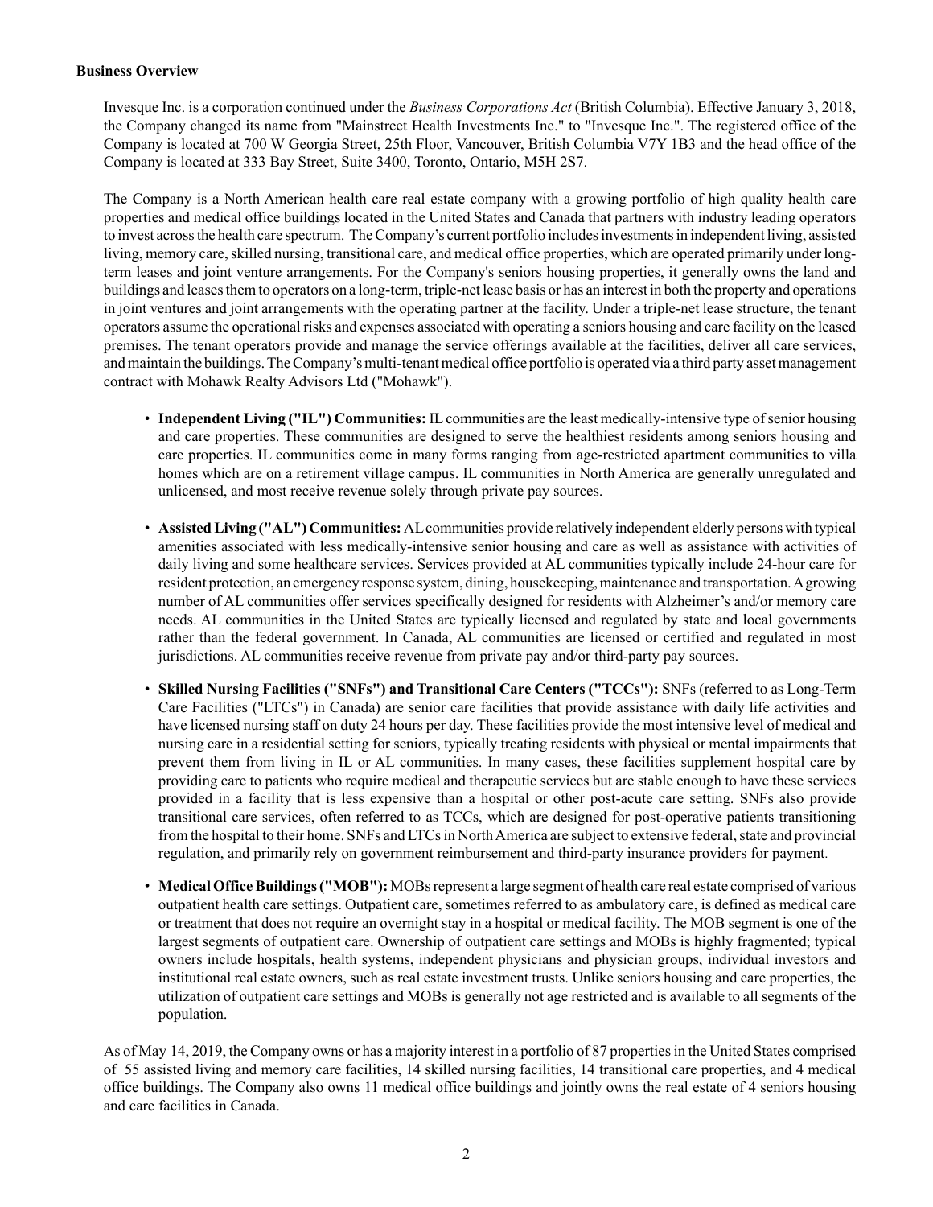**Business Overview**

Invesque Inc. is a corporation continued under the *Business Corporations Act* (British Columbia). Effective January 3, 2018, the Company changed its name from "Mainstreet Health Investments Inc." to "Invesque Inc.". The registered office of the Company is located at 700 W Georgia Street, 25th Floor, Vancouver, British Columbia V7Y 1B3 and the head office of the Company is located at 333 Bay Street, Suite 3400, Toronto, Ontario, M5H 2S7.

The Company is a North American health care real estate company with a growing portfolio of high quality health care properties and medical office buildings located in the United States and Canada that partners with industry leading operators to invest across the health care spectrum. The Company's current portfolio includes investments in independent living, assisted living, memory care, skilled nursing, transitional care, and medical office properties, which are operated primarily under long-term leases and joint venture arrangements. For the Company's seniors housing properties, it generally owns the land and buildings and leases them to operators on a long-term, triple-net lease basis or has an interest in both the property and operations in joint ventures and joint arrangements with the operating partner at the facility. Under a triple-net lease structure, the tenant operators assume the operational risks and expenses associated with operating a seniors housing and care facility on the leased premises. The tenant operators provide and manage the service offerings available at the facilities, deliver all care services, and maintain the buildings. The Company's multi-tenant medical office portfolio is operated via a third party asset management contract with Mohawk Realty Advisors Ltd ("Mohawk").

- **Independent Living ("IL") Communities:** IL communities are the least medically-intensive type of senior housing and care properties. These communities are designed to serve the healthiest residents among seniors housing and care properties. IL communities come in many forms ranging from age-restricted apartment communities to villa homes which are on a retirement village campus. IL communities in North America are generally unregulated and unlicensed, and most receive revenue solely through private pay sources.
- **Assisted Living ("AL") Communities:** AL communities provide relatively independent elderly persons with typical amenities associated with less medically-intensive senior housing and care as well as assistance with activities of daily living and some healthcare services. Services provided at AL communities typically include 24-hour care for resident protection, an emergency response system, dining, housekeeping, maintenance and transportation. A growing number of AL communities offer services specifically designed for residents with Alzheimer's and/or memory care needs. AL communities in the United States are typically licensed and regulated by state and local governments rather than the federal government. In Canada, AL communities are licensed or certified and regulated in most jurisdictions. AL communities receive revenue from private pay and/or third-party pay sources.
- **Skilled Nursing Facilities ("SNFs") and Transitional Care Centers ("TCCs"):** SNFs (referred to as Long-Term Care Facilities ("LTCs") in Canada) are senior care facilities that provide assistance with daily life activities and have licensed nursing staff on duty 24 hours per day. These facilities provide the most intensive level of medical and nursing care in a residential setting for seniors, typically treating residents with physical or mental impairments that prevent them from living in IL or AL communities. In many cases, these facilities supplement hospital care by providing care to patients who require medical and therapeutic services but are stable enough to have these services provided in a facility that is less expensive than a hospital or other post-acute care setting. SNFs also provide transitional care services, often referred to as TCCs, which are designed for post-operative patients transitioning from the hospital to their home. SNFs and LTCs in North America are subject to extensive federal, state and provincial regulation, and primarily rely on government reimbursement and third-party insurance providers for payment.
- **Medical Office Buildings ("MOB"):** MOBs represent a large segment of health care real estate comprised of various outpatient health care settings. Outpatient care, sometimes referred to as ambulatory care, is defined as medical care or treatment that does not require an overnight stay in a hospital or medical facility. The MOB segment is one of the largest segments of outpatient care. Ownership of outpatient care settings and MOBs is highly fragmented; typical owners include hospitals, health systems, independent physicians and physician groups, individual investors and institutional real estate owners, such as real estate investment trusts. Unlike seniors housing and care properties, the utilization of outpatient care settings and MOBs is generally not age restricted and is available to all segments of the population.

As of May 14, 2019, the Company owns or has a majority interest in a portfolio of 87 properties in the United States comprised of 55 assisted living and memory care facilities, 14 skilled nursing facilities, 14 transitional care properties, and 4 medical office buildings. The Company also owns 11 medical office buildings and jointly owns the real estate of 4 seniors housing and care facilities in Canada.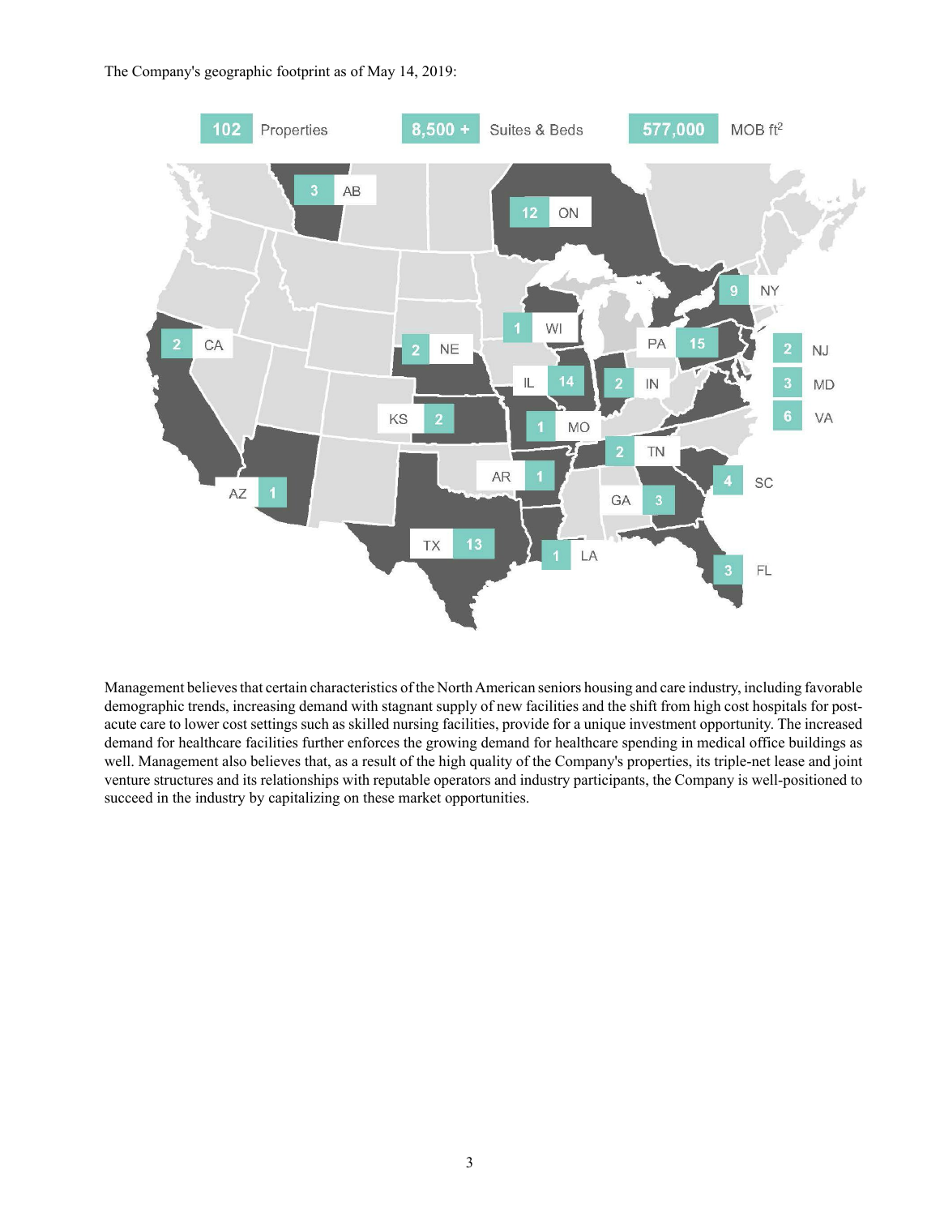The Company's geographic footprint as of May 14, 2019:

102 Properties | 8,500 + Suites & Beds | 577,000 MOB ft[2]

AB 3, ON 12, NY 9, WI 1, CA 2, NE 2, PA 15, NJ 2, IL 14, IN 2, MD 3, KS 2, MO 1, VA 6, TN 2, AR 1, SC 4, AZ 1, GA 3, TX 13, LA 1, FL 3

Management believes that certain characteristics of the North American seniors housing and care industry, including favorable demographic trends, increasing demand with stagnant supply of new facilities and the shift from high cost hospitals for post-acute care to lower cost settings such as skilled nursing facilities, provide for a unique investment opportunity. The increased demand for healthcare facilities further enforces the growing demand for healthcare spending in medical office buildings as well. Management also believes that, as a result of the high quality of the Company's properties, its triple-net lease and joint venture structures and its relationships with reputable operators and industry participants, the Company is well-positioned to succeed in the industry by capitalizing on these market opportunities.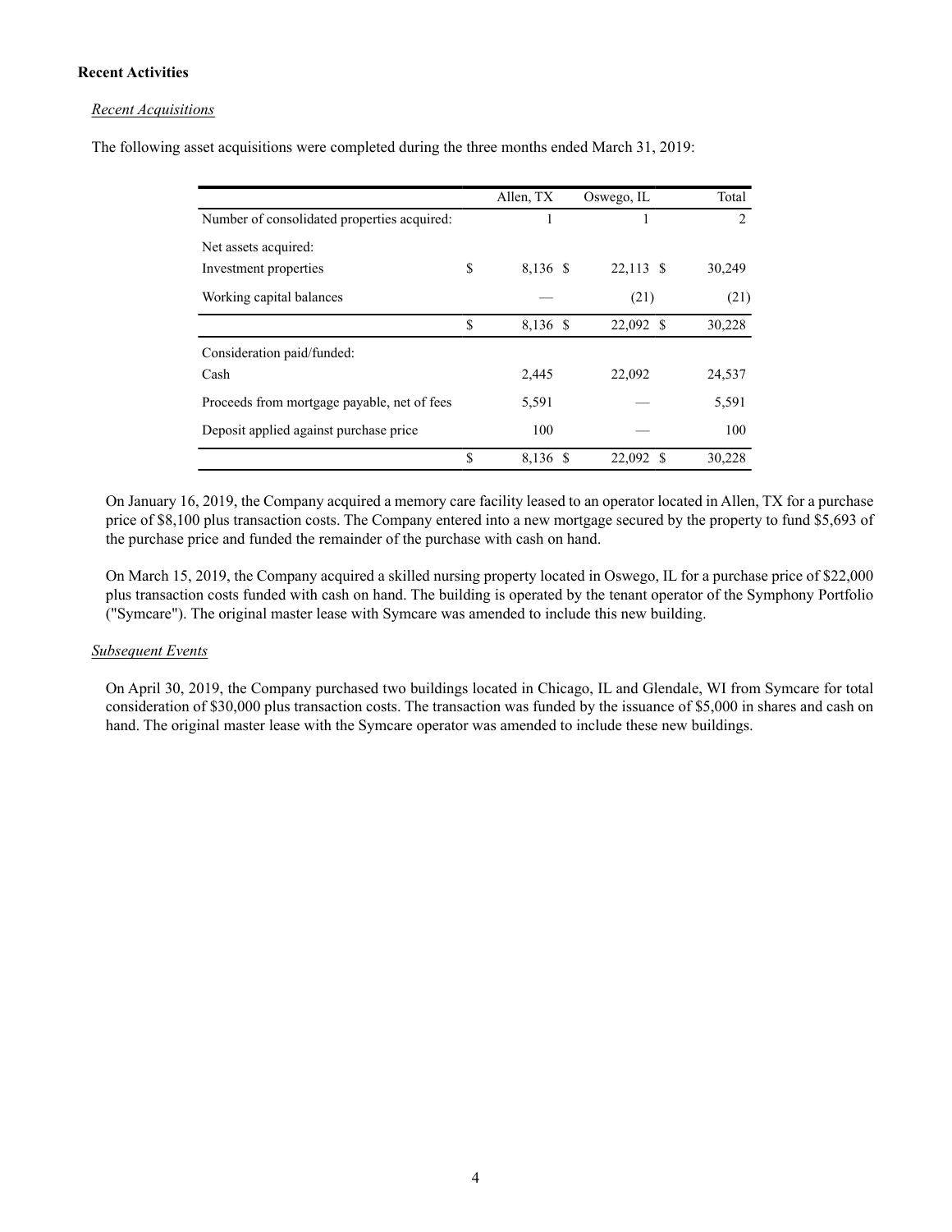**Recent Activities**

*Recent Acquisitions*

The following asset acquisitions were completed during the three months ended March 31, 2019:

| | Allen, TX | Oswego, IL | Total |
|---|---|---|---|
| Number of consolidated properties acquired: | 1 | 1 | 2 |
| Net assets acquired: | | | |
| Investment properties | $ 8,136 | $ 22,113 | $ 30,249 |
| Working capital balances | — | (21) | (21) |
| | $ 8,136 | $ 22,092 | $ 30,228 |
| Consideration paid/funded: | | | |
| Cash | 2,445 | 22,092 | 24,537 |
| Proceeds from mortgage payable, net of fees | 5,591 | — | 5,591 |
| Deposit applied against purchase price | 100 | — | 100 |
| | $ 8,136 | $ 22,092 | $ 30,228 |

On January 16, 2019, the Company acquired a memory care facility leased to an operator located in Allen, TX for a purchase price of $8,100 plus transaction costs. The Company entered into a new mortgage secured by the property to fund $5,693 of the purchase price and funded the remainder of the purchase with cash on hand.

On March 15, 2019, the Company acquired a skilled nursing property located in Oswego, IL for a purchase price of $22,000 plus transaction costs funded with cash on hand. The building is operated by the tenant operator of the Symphony Portfolio ("Symcare"). The original master lease with Symcare was amended to include this new building.

*Subsequent Events*

On April 30, 2019, the Company purchased two buildings located in Chicago, IL and Glendale, WI from Symcare for total consideration of $30,000 plus transaction costs. The transaction was funded by the issuance of $5,000 in shares and cash on hand. The original master lease with the Symcare operator was amended to include these new buildings.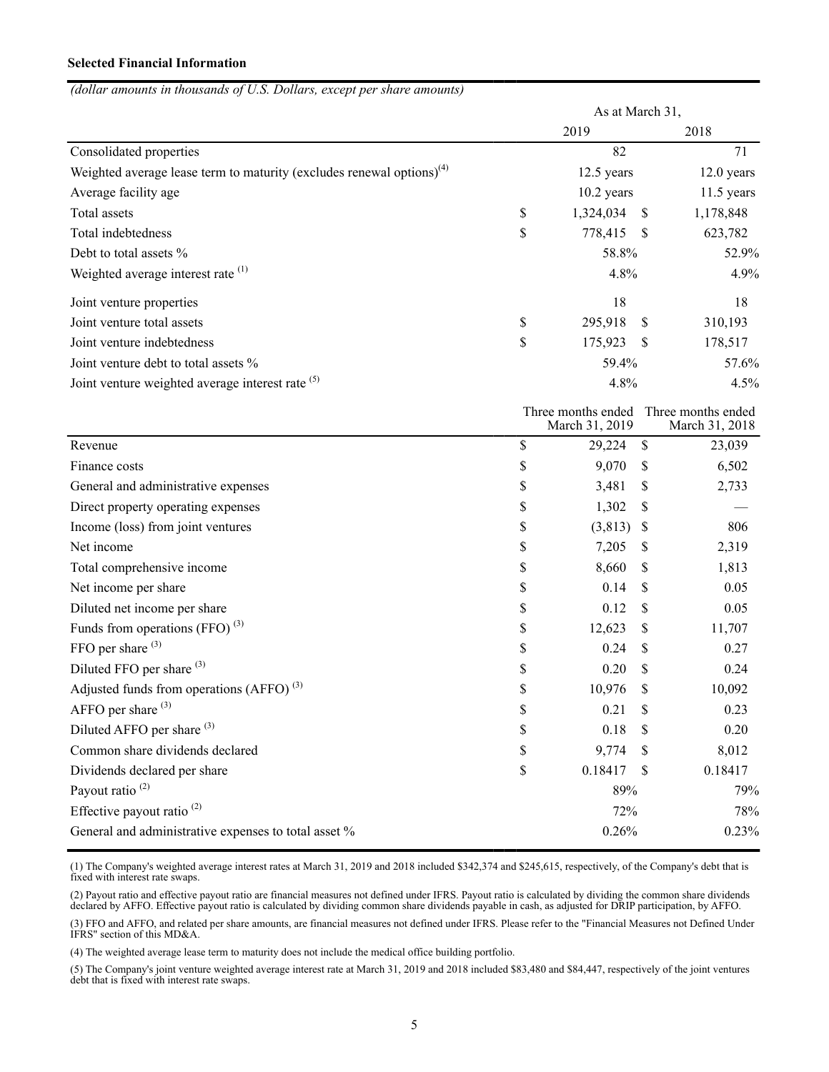**Selected Financial Information**

*(dollar amounts in thousands of U.S. Dollars, except per share amounts)*

| | As at March 31, | |
|---|---|---|
| | 2019 | 2018 |
| Consolidated properties | 82 | 71 |
| Weighted average lease term to maturity (excludes renewal options)[(4)] | 12.5 years | 12.0 years |
| Average facility age | 10.2 years | 11.5 years |
| Total assets | $ 1,324,034 | $ 1,178,848 |
| Total indebtedness | $ 778,415 | $ 623,782 |
| Debt to total assets % | 58.8% | 52.9% |
| Weighted average interest rate [(1)] | 4.8% | 4.9% |
| Joint venture properties | 18 | 18 |
| Joint venture total assets | $ 295,918 | $ 310,193 |
| Joint venture indebtedness | $ 175,923 | $ 178,517 |
| Joint venture debt to total assets % | 59.4% | 57.6% |
| Joint venture weighted average interest rate [(5)] | 4.8% | 4.5% |

| | Three months ended March 31, 2019 | Three months ended March 31, 2018 |
|---|---|---|
| Revenue | $ 29,224 | $ 23,039 |
| Finance costs | $ 9,070 | $ 6,502 |
| General and administrative expenses | $ 3,481 | $ 2,733 |
| Direct property operating expenses | $ 1,302 | $ — |
| Income (loss) from joint ventures | $ (3,813) | $ 806 |
| Net income | $ 7,205 | $ 2,319 |
| Total comprehensive income | $ 8,660 | $ 1,813 |
| Net income per share | $ 0.14 | $ 0.05 |
| Diluted net income per share | $ 0.12 | $ 0.05 |
| Funds from operations (FFO) [(3)] | $ 12,623 | $ 11,707 |
| FFO per share [(3)] | $ 0.24 | $ 0.27 |
| Diluted FFO per share [(3)] | $ 0.20 | $ 0.24 |
| Adjusted funds from operations (AFFO) [(3)] | $ 10,976 | $ 10,092 |
| AFFO per share [(3)] | $ 0.21 | $ 0.23 |
| Diluted AFFO per share [(3)] | $ 0.18 | $ 0.20 |
| Common share dividends declared | $ 9,774 | $ 8,012 |
| Dividends declared per share | $ 0.18417 | $ 0.18417 |
| Payout ratio [(2)] | 89% | 79% |
| Effective payout ratio [(2)] | 72% | 78% |
| General and administrative expenses to total asset % | 0.26% | 0.23% |

(1) The Company's weighted average interest rates at March 31, 2019 and 2018 included $342,374 and $245,615, respectively, of the Company's debt that is fixed with interest rate swaps.

(2) Payout ratio and effective payout ratio are financial measures not defined under IFRS. Payout ratio is calculated by dividing the common share dividends declared by AFFO. Effective payout ratio is calculated by dividing common share dividends payable in cash, as adjusted for DRIP participation, by AFFO.

(3) FFO and AFFO, and related per share amounts, are financial measures not defined under IFRS. Please refer to the "Financial Measures not Defined Under IFRS" section of this MD&A.

(4) The weighted average lease term to maturity does not include the medical office building portfolio.

(5) The Company's joint venture weighted average interest rate at March 31, 2019 and 2018 included $83,480 and $84,447, respectively of the joint ventures debt that is fixed with interest rate swaps.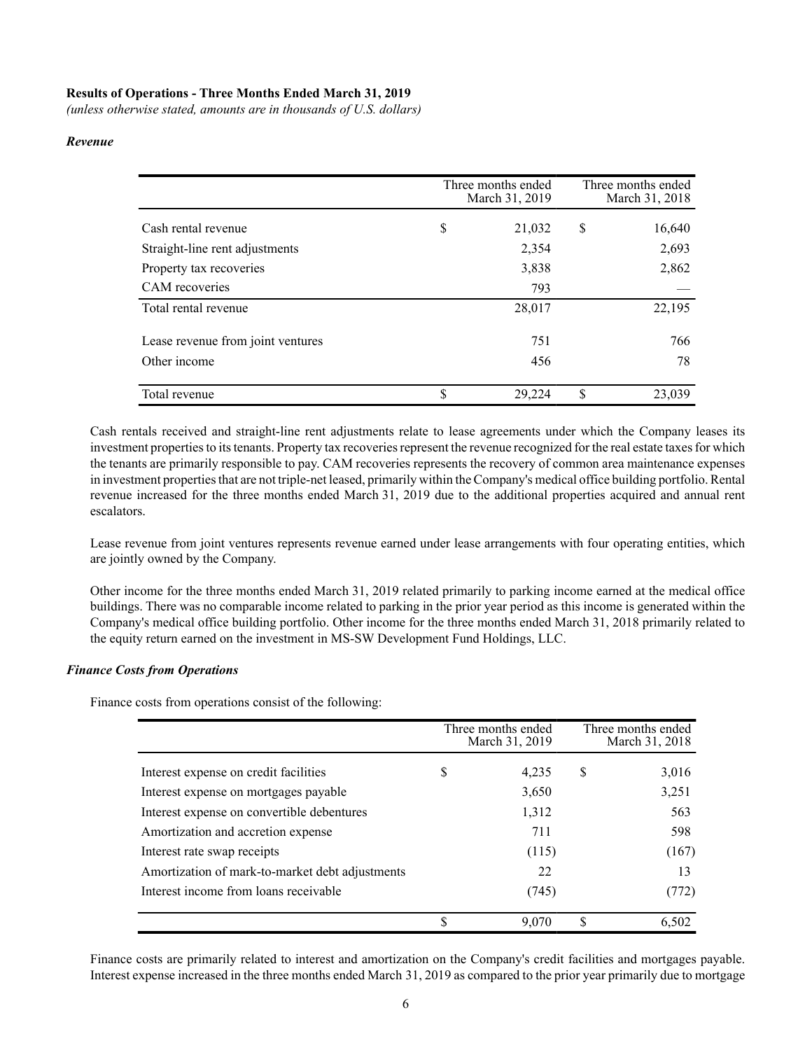**Results of Operations - Three Months Ended March 31, 2019**
*(unless otherwise stated, amounts are in thousands of U.S. dollars)*

***Revenue***

| | Three months ended March 31, 2019 | Three months ended March 31, 2018 |
|---|---|---|
| Cash rental revenue | $ 21,032 | $ 16,640 |
| Straight-line rent adjustments | 2,354 | 2,693 |
| Property tax recoveries | 3,838 | 2,862 |
| CAM recoveries | 793 | — |
| Total rental revenue | 28,017 | 22,195 |
| Lease revenue from joint ventures | 751 | 766 |
| Other income | 456 | 78 |
| Total revenue | $ 29,224 | $ 23,039 |

Cash rentals received and straight-line rent adjustments relate to lease agreements under which the Company leases its investment properties to its tenants. Property tax recoveries represent the revenue recognized for the real estate taxes for which the tenants are primarily responsible to pay. CAM recoveries represents the recovery of common area maintenance expenses in investment properties that are not triple-net leased, primarily within the Company's medical office building portfolio. Rental revenue increased for the three months ended March 31, 2019 due to the additional properties acquired and annual rent escalators.

Lease revenue from joint ventures represents revenue earned under lease arrangements with four operating entities, which are jointly owned by the Company.

Other income for the three months ended March 31, 2019 related primarily to parking income earned at the medical office buildings. There was no comparable income related to parking in the prior year period as this income is generated within the Company's medical office building portfolio. Other income for the three months ended March 31, 2018 primarily related to the equity return earned on the investment in MS-SW Development Fund Holdings, LLC.

***Finance Costs from Operations***

Finance costs from operations consist of the following:

| | Three months ended March 31, 2019 | Three months ended March 31, 2018 |
|---|---|---|
| Interest expense on credit facilities | $ 4,235 | $ 3,016 |
| Interest expense on mortgages payable | 3,650 | 3,251 |
| Interest expense on convertible debentures | 1,312 | 563 |
| Amortization and accretion expense | 711 | 598 |
| Interest rate swap receipts | (115) | (167) |
| Amortization of mark-to-market debt adjustments | 22 | 13 |
| Interest income from loans receivable | (745) | (772) |
| | $ 9,070 | $ 6,502 |

Finance costs are primarily related to interest and amortization on the Company's credit facilities and mortgages payable. Interest expense increased in the three months ended March 31, 2019 as compared to the prior year primarily due to mortgage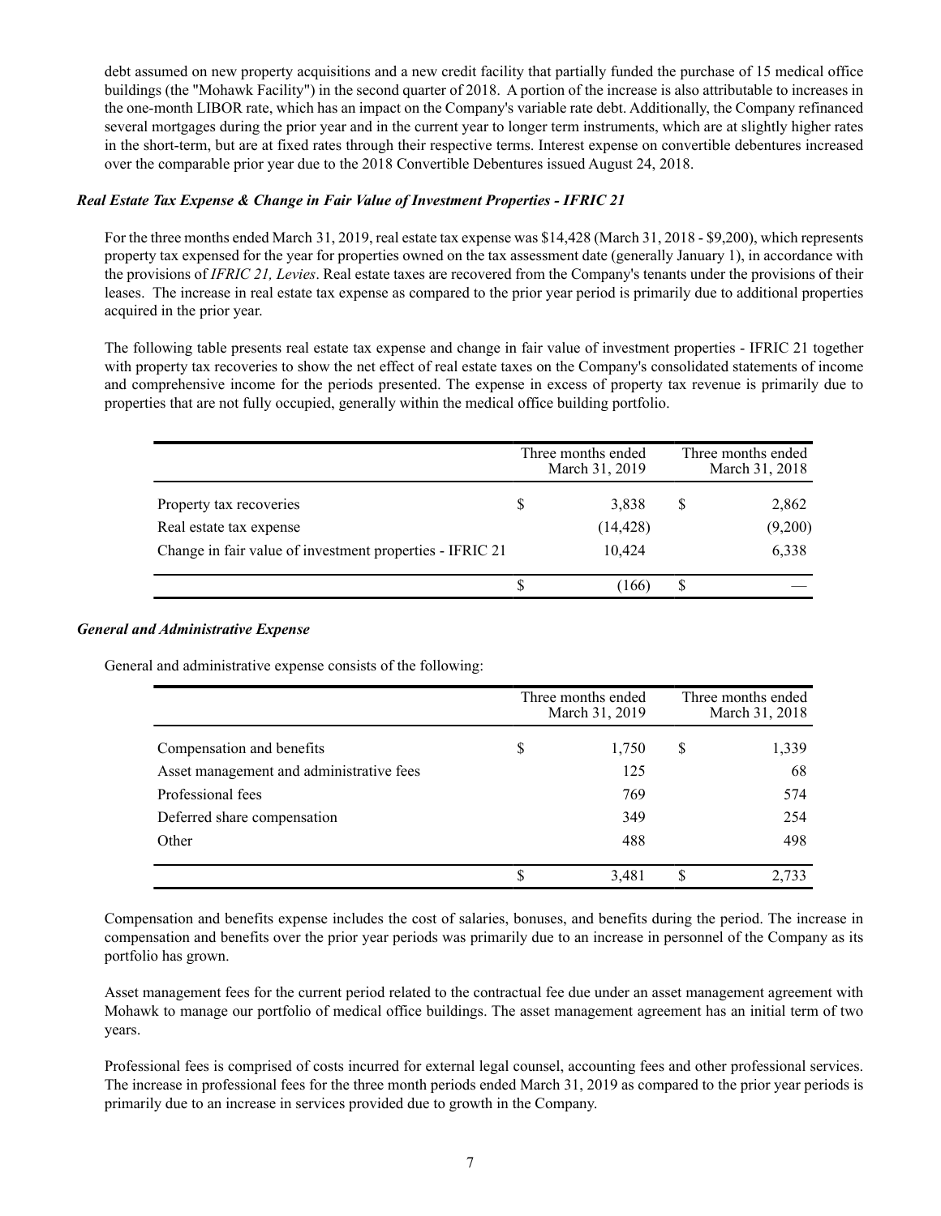debt assumed on new property acquisitions and a new credit facility that partially funded the purchase of 15 medical office buildings (the "Mohawk Facility") in the second quarter of 2018. A portion of the increase is also attributable to increases in the one-month LIBOR rate, which has an impact on the Company's variable rate debt. Additionally, the Company refinanced several mortgages during the prior year and in the current year to longer term instruments, which are at slightly higher rates in the short-term, but are at fixed rates through their respective terms. Interest expense on convertible debentures increased over the comparable prior year due to the 2018 Convertible Debentures issued August 24, 2018.

### *Real Estate Tax Expense & Change in Fair Value of Investment Properties - IFRIC 21*

For the three months ended March 31, 2019, real estate tax expense was $14,428 (March 31, 2018 - $9,200), which represents property tax expensed for the year for properties owned on the tax assessment date (generally January 1), in accordance with the provisions of *IFRIC 21, Levies*. Real estate taxes are recovered from the Company's tenants under the provisions of their leases. The increase in real estate tax expense as compared to the prior year period is primarily due to additional properties acquired in the prior year.

The following table presents real estate tax expense and change in fair value of investment properties - IFRIC 21 together with property tax recoveries to show the net effect of real estate taxes on the Company's consolidated statements of income and comprehensive income for the periods presented. The expense in excess of property tax revenue is primarily due to properties that are not fully occupied, generally within the medical office building portfolio.

| | Three months ended March 31, 2019 | Three months ended March 31, 2018 |
|---|---|---|
| Property tax recoveries | $ 3,838 | $ 2,862 |
| Real estate tax expense | (14,428) | (9,200) |
| Change in fair value of investment properties - IFRIC 21 | 10,424 | 6,338 |
| | $ (166) | $ — |

### *General and Administrative Expense*

General and administrative expense consists of the following:

| | Three months ended March 31, 2019 | Three months ended March 31, 2018 |
|---|---|---|
| Compensation and benefits | $ 1,750 | $ 1,339 |
| Asset management and administrative fees | 125 | 68 |
| Professional fees | 769 | 574 |
| Deferred share compensation | 349 | 254 |
| Other | 488 | 498 |
| | $ 3,481 | $ 2,733 |

Compensation and benefits expense includes the cost of salaries, bonuses, and benefits during the period. The increase in compensation and benefits over the prior year periods was primarily due to an increase in personnel of the Company as its portfolio has grown.

Asset management fees for the current period related to the contractual fee due under an asset management agreement with Mohawk to manage our portfolio of medical office buildings. The asset management agreement has an initial term of two years.

Professional fees is comprised of costs incurred for external legal counsel, accounting fees and other professional services. The increase in professional fees for the three month periods ended March 31, 2019 as compared to the prior year periods is primarily due to an increase in services provided due to growth in the Company.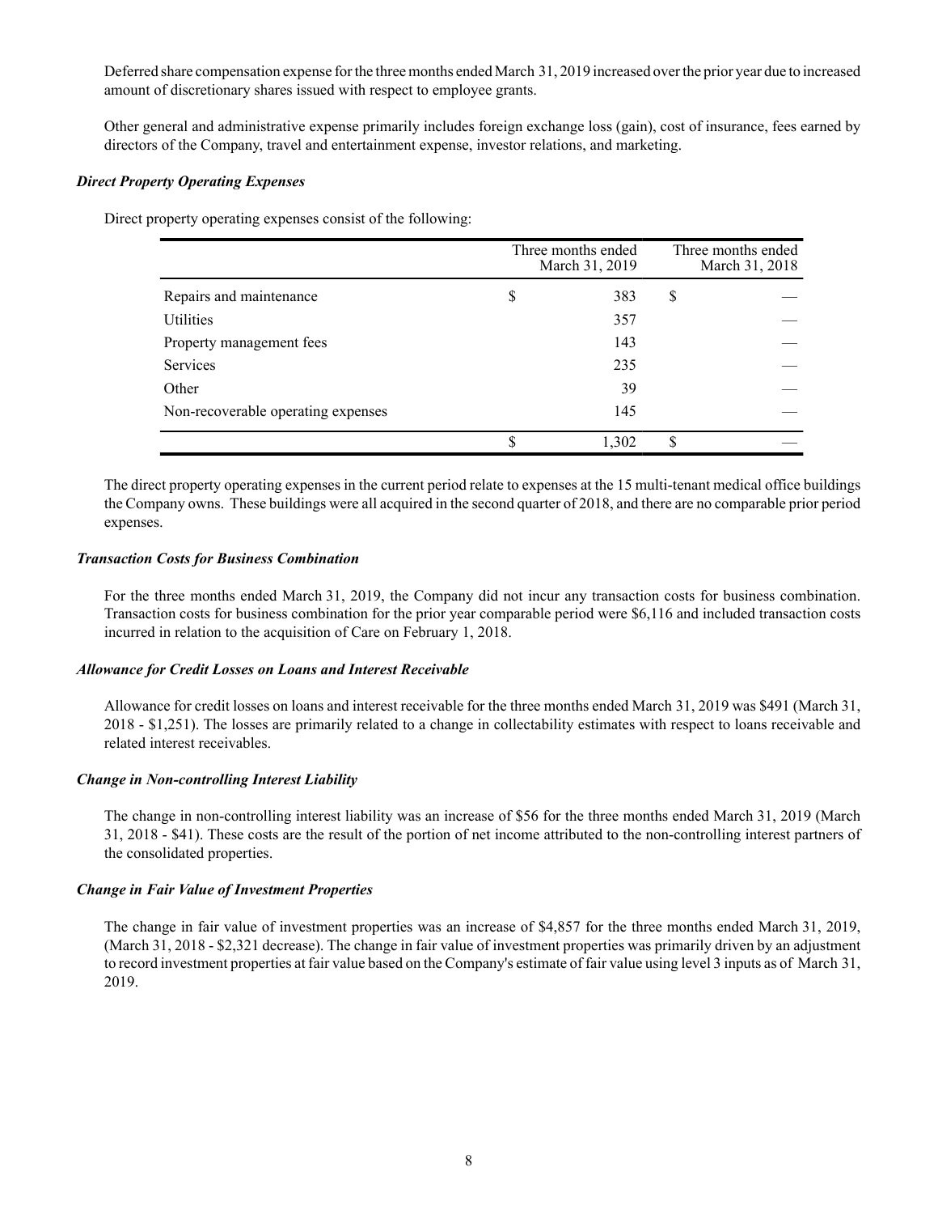Deferred share compensation expense for the three months ended March 31, 2019 increased over the prior year due to increased amount of discretionary shares issued with respect to employee grants.

Other general and administrative expense primarily includes foreign exchange loss (gain), cost of insurance, fees earned by directors of the Company, travel and entertainment expense, investor relations, and marketing.

***Direct Property Operating Expenses***

Direct property operating expenses consist of the following:

| | Three months ended March 31, 2019 | Three months ended March 31, 2018 |
|---|---|---|
| Repairs and maintenance | $ 383 | $ — |
| Utilities | 357 | — |
| Property management fees | 143 | — |
| Services | 235 | — |
| Other | 39 | — |
| Non-recoverable operating expenses | 145 | — |
| | $ 1,302 | $ — |

The direct property operating expenses in the current period relate to expenses at the 15 multi-tenant medical office buildings the Company owns. These buildings were all acquired in the second quarter of 2018, and there are no comparable prior period expenses.

***Transaction Costs for Business Combination***

For the three months ended March 31, 2019, the Company did not incur any transaction costs for business combination. Transaction costs for business combination for the prior year comparable period were $6,116 and included transaction costs incurred in relation to the acquisition of Care on February 1, 2018.

***Allowance for Credit Losses on Loans and Interest Receivable***

Allowance for credit losses on loans and interest receivable for the three months ended March 31, 2019 was $491 (March 31, 2018 - $1,251). The losses are primarily related to a change in collectability estimates with respect to loans receivable and related interest receivables.

***Change in Non-controlling Interest Liability***

The change in non-controlling interest liability was an increase of $56 for the three months ended March 31, 2019 (March 31, 2018 - $41). These costs are the result of the portion of net income attributed to the non-controlling interest partners of the consolidated properties.

***Change in Fair Value of Investment Properties***

The change in fair value of investment properties was an increase of $4,857 for the three months ended March 31, 2019, (March 31, 2018 - $2,321 decrease). The change in fair value of investment properties was primarily driven by an adjustment to record investment properties at fair value based on the Company's estimate of fair value using level 3 inputs as of March 31, 2019.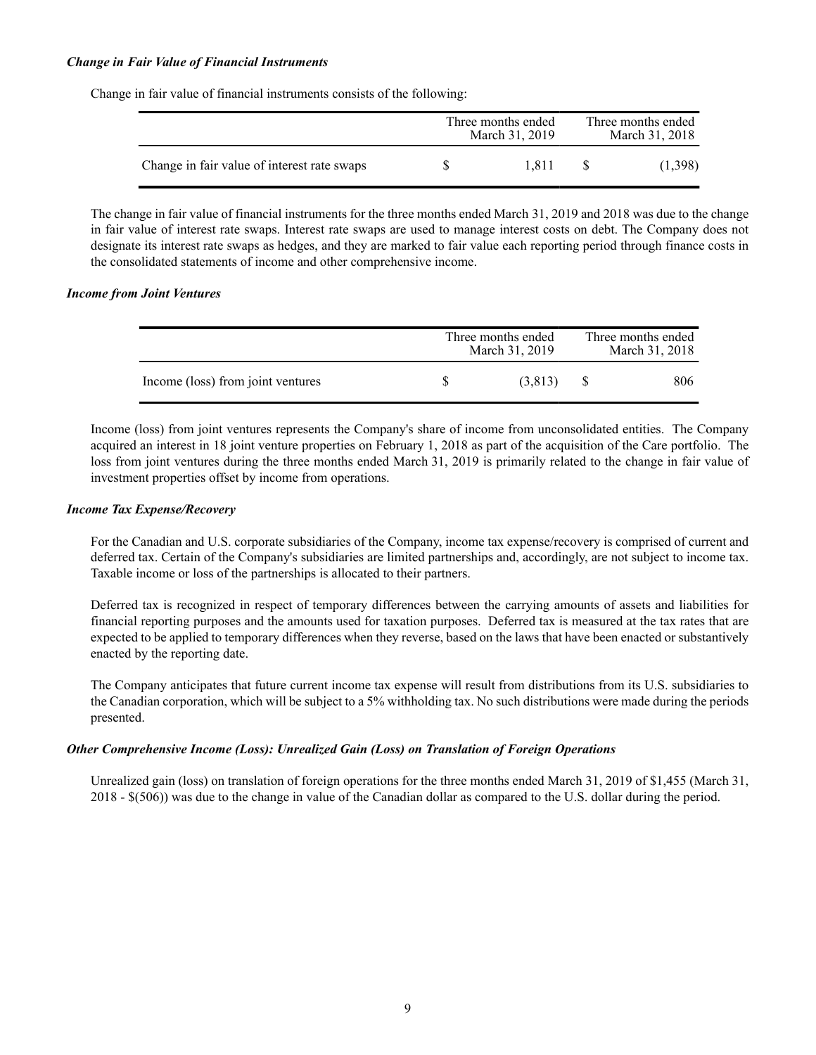#### ***Change in Fair Value of Financial Instruments***

Change in fair value of financial instruments consists of the following:

| | Three months ended March 31, 2019 | Three months ended March 31, 2018 |
|---|---|---|
| Change in fair value of interest rate swaps | $ 1,811 | $ (1,398) |

The change in fair value of financial instruments for the three months ended March 31, 2019 and 2018 was due to the change in fair value of interest rate swaps. Interest rate swaps are used to manage interest costs on debt. The Company does not designate its interest rate swaps as hedges, and they are marked to fair value each reporting period through finance costs in the consolidated statements of income and other comprehensive income.

#### ***Income from Joint Ventures***

| | Three months ended March 31, 2019 | Three months ended March 31, 2018 |
|---|---|---|
| Income (loss) from joint ventures | $ (3,813) | $ 806 |

Income (loss) from joint ventures represents the Company's share of income from unconsolidated entities. The Company acquired an interest in 18 joint venture properties on February 1, 2018 as part of the acquisition of the Care portfolio. The loss from joint ventures during the three months ended March 31, 2019 is primarily related to the change in fair value of investment properties offset by income from operations.

#### ***Income Tax Expense/Recovery***

For the Canadian and U.S. corporate subsidiaries of the Company, income tax expense/recovery is comprised of current and deferred tax. Certain of the Company's subsidiaries are limited partnerships and, accordingly, are not subject to income tax. Taxable income or loss of the partnerships is allocated to their partners.

Deferred tax is recognized in respect of temporary differences between the carrying amounts of assets and liabilities for financial reporting purposes and the amounts used for taxation purposes. Deferred tax is measured at the tax rates that are expected to be applied to temporary differences when they reverse, based on the laws that have been enacted or substantively enacted by the reporting date.

The Company anticipates that future current income tax expense will result from distributions from its U.S. subsidiaries to the Canadian corporation, which will be subject to a 5% withholding tax. No such distributions were made during the periods presented.

#### ***Other Comprehensive Income (Loss): Unrealized Gain (Loss) on Translation of Foreign Operations***

Unrealized gain (loss) on translation of foreign operations for the three months ended March 31, 2019 of $1,455 (March 31, 2018 - $(506)) was due to the change in value of the Canadian dollar as compared to the U.S. dollar during the period.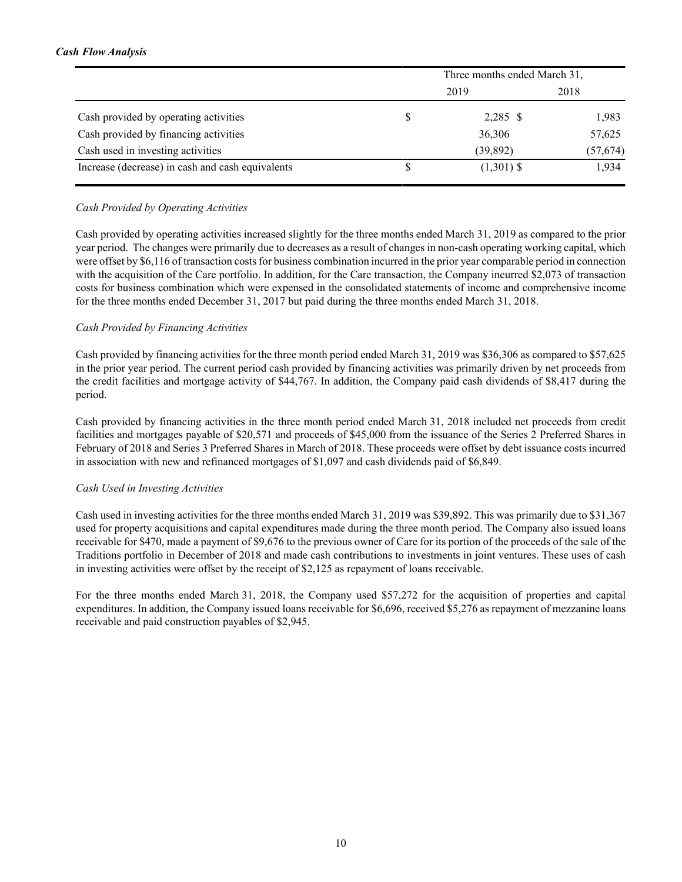***Cash Flow Analysis***

| | Three months ended March 31, | |
|---|---|---|
| | 2019 | 2018 |
| Cash provided by operating activities | $ 2,285 | $ 1,983 |
| Cash provided by financing activities | 36,306 | 57,625 |
| Cash used in investing activities | (39,892) | (57,674) |
| Increase (decrease) in cash and cash equivalents | $ (1,301) | $ 1,934 |

*Cash Provided by Operating Activities*

Cash provided by operating activities increased slightly for the three months ended March 31, 2019 as compared to the prior year period. The changes were primarily due to decreases as a result of changes in non-cash operating working capital, which were offset by $6,116 of transaction costs for business combination incurred in the prior year comparable period in connection with the acquisition of the Care portfolio. In addition, for the Care transaction, the Company incurred $2,073 of transaction costs for business combination which were expensed in the consolidated statements of income and comprehensive income for the three months ended December 31, 2017 but paid during the three months ended March 31, 2018.

*Cash Provided by Financing Activities*

Cash provided by financing activities for the three month period ended March 31, 2019 was $36,306 as compared to $57,625 in the prior year period. The current period cash provided by financing activities was primarily driven by net proceeds from the credit facilities and mortgage activity of $44,767. In addition, the Company paid cash dividends of $8,417 during the period.

Cash provided by financing activities in the three month period ended March 31, 2018 included net proceeds from credit facilities and mortgages payable of $20,571 and proceeds of $45,000 from the issuance of the Series 2 Preferred Shares in February of 2018 and Series 3 Preferred Shares in March of 2018. These proceeds were offset by debt issuance costs incurred in association with new and refinanced mortgages of $1,097 and cash dividends paid of $6,849.

*Cash Used in Investing Activities*

Cash used in investing activities for the three months ended March 31, 2019 was $39,892. This was primarily due to $31,367 used for property acquisitions and capital expenditures made during the three month period. The Company also issued loans receivable for $470, made a payment of $9,676 to the previous owner of Care for its portion of the proceeds of the sale of the Traditions portfolio in December of 2018 and made cash contributions to investments in joint ventures. These uses of cash in investing activities were offset by the receipt of $2,125 as repayment of loans receivable.

For the three months ended March 31, 2018, the Company used $57,272 for the acquisition of properties and capital expenditures. In addition, the Company issued loans receivable for $6,696, received $5,276 as repayment of mezzanine loans receivable and paid construction payables of $2,945.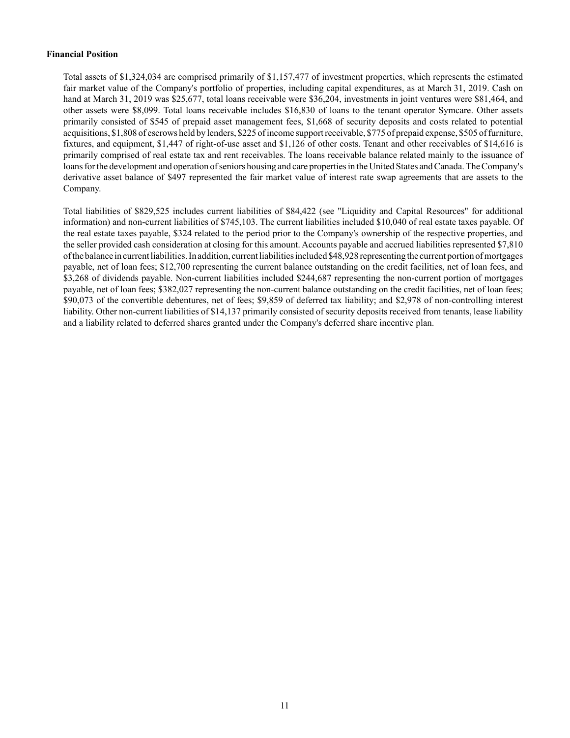**Financial Position**

Total assets of $1,324,034 are comprised primarily of $1,157,477 of investment properties, which represents the estimated fair market value of the Company's portfolio of properties, including capital expenditures, as at March 31, 2019. Cash on hand at March 31, 2019 was $25,677, total loans receivable were $36,204, investments in joint ventures were $81,464, and other assets were $8,099. Total loans receivable includes $16,830 of loans to the tenant operator Symcare. Other assets primarily consisted of $545 of prepaid asset management fees, $1,668 of security deposits and costs related to potential acquisitions, $1,808 of escrows held by lenders, $225 of income support receivable, $775 of prepaid expense, $505 of furniture, fixtures, and equipment, $1,447 of right-of-use asset and $1,126 of other costs. Tenant and other receivables of $14,616 is primarily comprised of real estate tax and rent receivables. The loans receivable balance related mainly to the issuance of loans for the development and operation of seniors housing and care properties in the United States and Canada. The Company's derivative asset balance of $497 represented the fair market value of interest rate swap agreements that are assets to the Company.

Total liabilities of $829,525 includes current liabilities of $84,422 (see "Liquidity and Capital Resources" for additional information) and non-current liabilities of $745,103. The current liabilities included $10,040 of real estate taxes payable. Of the real estate taxes payable, $324 related to the period prior to the Company's ownership of the respective properties, and the seller provided cash consideration at closing for this amount. Accounts payable and accrued liabilities represented $7,810 of the balance in current liabilities. In addition, current liabilities included $48,928 representing the current portion of mortgages payable, net of loan fees; $12,700 representing the current balance outstanding on the credit facilities, net of loan fees, and $3,268 of dividends payable. Non-current liabilities included $244,687 representing the non-current portion of mortgages payable, net of loan fees; $382,027 representing the non-current balance outstanding on the credit facilities, net of loan fees; $90,073 of the convertible debentures, net of fees; $9,859 of deferred tax liability; and $2,978 of non-controlling interest liability. Other non-current liabilities of $14,137 primarily consisted of security deposits received from tenants, lease liability and a liability related to deferred shares granted under the Company's deferred share incentive plan.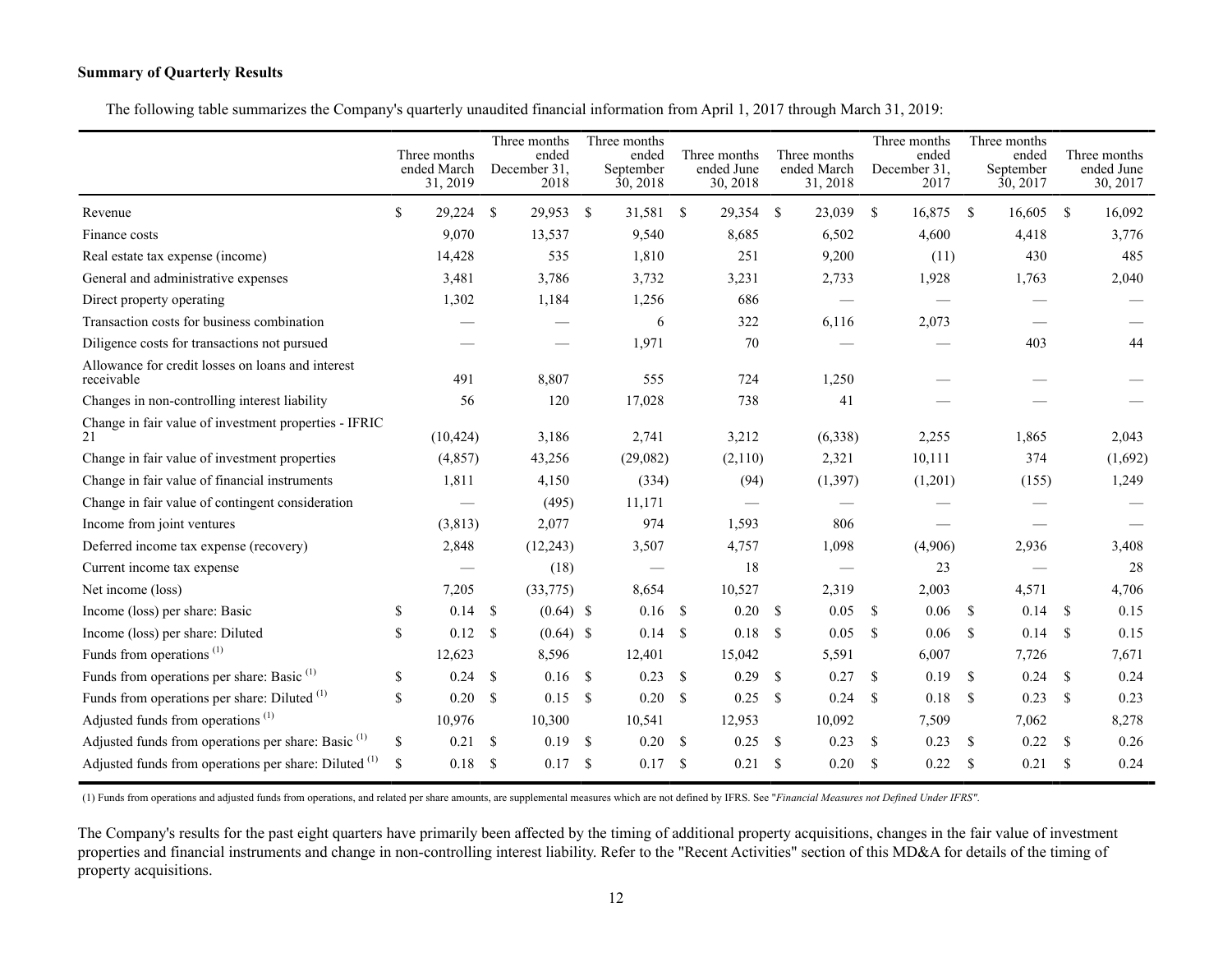**Summary of Quarterly Results**

The following table summarizes the Company's quarterly unaudited financial information from April 1, 2017 through March 31, 2019:

| | Three months ended March 31, 2019 | Three months ended December 31, 2018 | Three months ended September 30, 2018 | Three months ended June 30, 2018 | Three months ended March 31, 2018 | Three months ended December 31, 2017 | Three months ended September 30, 2017 | Three months ended June 30, 2017 |
|---|---|---|---|---|---|---|---|---|
| Revenue | $ 29,224 | $ 29,953 | $ 31,581 | $ 29,354 | $ 23,039 | $ 16,875 | $ 16,605 | $ 16,092 |
| Finance costs | 9,070 | 13,537 | 9,540 | 8,685 | 6,502 | 4,600 | 4,418 | 3,776 |
| Real estate tax expense (income) | 14,428 | 535 | 1,810 | 251 | 9,200 | (11) | 430 | 485 |
| General and administrative expenses | 3,481 | 3,786 | 3,732 | 3,231 | 2,733 | 1,928 | 1,763 | 2,040 |
| Direct property operating | 1,302 | 1,184 | 1,256 | 686 | — | — | — | — |
| Transaction costs for business combination | — | — | 6 | 322 | 6,116 | 2,073 | — | — |
| Diligence costs for transactions not pursued | — | — | 1,971 | 70 | — | — | 403 | 44 |
| Allowance for credit losses on loans and interest receivable | 491 | 8,807 | 555 | 724 | 1,250 | — | — | — |
| Changes in non-controlling interest liability | 56 | 120 | 17,028 | 738 | 41 | — | — | — |
| Change in fair value of investment properties - IFRIC 21 | (10,424) | 3,186 | 2,741 | 3,212 | (6,338) | 2,255 | 1,865 | 2,043 |
| Change in fair value of investment properties | (4,857) | 43,256 | (29,082) | (2,110) | 2,321 | 10,111 | 374 | (1,692) |
| Change in fair value of financial instruments | 1,811 | 4,150 | (334) | (94) | (1,397) | (1,201) | (155) | 1,249 |
| Change in fair value of contingent consideration | — | (495) | 11,171 | — | — | — | — | — |
| Income from joint ventures | (3,813) | 2,077 | 974 | 1,593 | 806 | — | — | — |
| Deferred income tax expense (recovery) | 2,848 | (12,243) | 3,507 | 4,757 | 1,098 | (4,906) | 2,936 | 3,408 |
| Current income tax expense | — | (18) | — | 18 | — | 23 | — | 28 |
| Net income (loss) | 7,205 | (33,775) | 8,654 | 10,527 | 2,319 | 2,003 | 4,571 | 4,706 |
| Income (loss) per share: Basic | $ 0.14 | $ (0.64) | $ 0.16 | $ 0.20 | $ 0.05 | $ 0.06 | $ 0.14 | $ 0.15 |
| Income (loss) per share: Diluted | $ 0.12 | $ (0.64) | $ 0.14 | $ 0.18 | $ 0.05 | $ 0.06 | $ 0.14 | $ 0.15 |
| Funds from operations [(1)] | 12,623 | 8,596 | 12,401 | 15,042 | 5,591 | 6,007 | 7,726 | 7,671 |
| Funds from operations per share: Basic [(1)] | $ 0.24 | $ 0.16 | $ 0.23 | $ 0.29 | $ 0.27 | $ 0.19 | $ 0.24 | $ 0.24 |
| Funds from operations per share: Diluted [(1)] | $ 0.20 | $ 0.15 | $ 0.20 | $ 0.25 | $ 0.24 | $ 0.18 | $ 0.23 | $ 0.23 |
| Adjusted funds from operations [(1)] | 10,976 | 10,300 | 10,541 | 12,953 | 10,092 | 7,509 | 7,062 | 8,278 |
| Adjusted funds from operations per share: Basic [(1)] | $ 0.21 | $ 0.19 | $ 0.20 | $ 0.25 | $ 0.23 | $ 0.23 | $ 0.22 | $ 0.26 |
| Adjusted funds from operations per share: Diluted [(1)] | $ 0.18 | $ 0.17 | $ 0.17 | $ 0.21 | $ 0.20 | $ 0.22 | $ 0.21 | $ 0.24 |

(1) Funds from operations and adjusted funds from operations, and related per share amounts, are supplemental measures which are not defined by IFRS. See "*Financial Measures not Defined Under IFRS*".

The Company's results for the past eight quarters have primarily been affected by the timing of additional property acquisitions, changes in the fair value of investment properties and financial instruments and change in non-controlling interest liability. Refer to the "Recent Activities" section of this MD&A for details of the timing of property acquisitions.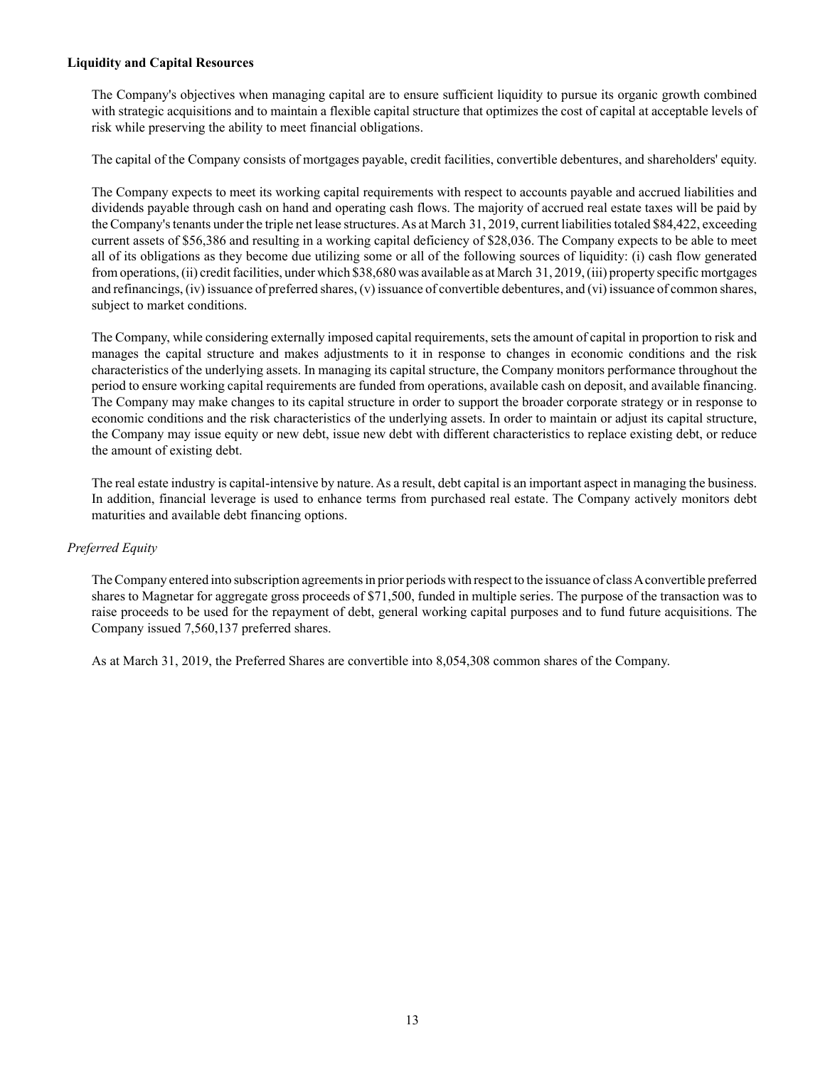**Liquidity and Capital Resources**

The Company's objectives when managing capital are to ensure sufficient liquidity to pursue its organic growth combined with strategic acquisitions and to maintain a flexible capital structure that optimizes the cost of capital at acceptable levels of risk while preserving the ability to meet financial obligations.

The capital of the Company consists of mortgages payable, credit facilities, convertible debentures, and shareholders' equity.

The Company expects to meet its working capital requirements with respect to accounts payable and accrued liabilities and dividends payable through cash on hand and operating cash flows. The majority of accrued real estate taxes will be paid by the Company's tenants under the triple net lease structures. As at March 31, 2019, current liabilities totaled $84,422, exceeding current assets of $56,386 and resulting in a working capital deficiency of $28,036. The Company expects to be able to meet all of its obligations as they become due utilizing some or all of the following sources of liquidity: (i) cash flow generated from operations, (ii) credit facilities, under which $38,680 was available as at March 31, 2019, (iii) property specific mortgages and refinancings, (iv) issuance of preferred shares, (v) issuance of convertible debentures, and (vi) issuance of common shares, subject to market conditions.

The Company, while considering externally imposed capital requirements, sets the amount of capital in proportion to risk and manages the capital structure and makes adjustments to it in response to changes in economic conditions and the risk characteristics of the underlying assets. In managing its capital structure, the Company monitors performance throughout the period to ensure working capital requirements are funded from operations, available cash on deposit, and available financing. The Company may make changes to its capital structure in order to support the broader corporate strategy or in response to economic conditions and the risk characteristics of the underlying assets. In order to maintain or adjust its capital structure, the Company may issue equity or new debt, issue new debt with different characteristics to replace existing debt, or reduce the amount of existing debt.

The real estate industry is capital-intensive by nature. As a result, debt capital is an important aspect in managing the business. In addition, financial leverage is used to enhance terms from purchased real estate. The Company actively monitors debt maturities and available debt financing options.

*Preferred Equity*

The Company entered into subscription agreements in prior periods with respect to the issuance of class A convertible preferred shares to Magnetar for aggregate gross proceeds of $71,500, funded in multiple series. The purpose of the transaction was to raise proceeds to be used for the repayment of debt, general working capital purposes and to fund future acquisitions. The Company issued 7,560,137 preferred shares.

As at March 31, 2019, the Preferred Shares are convertible into 8,054,308 common shares of the Company.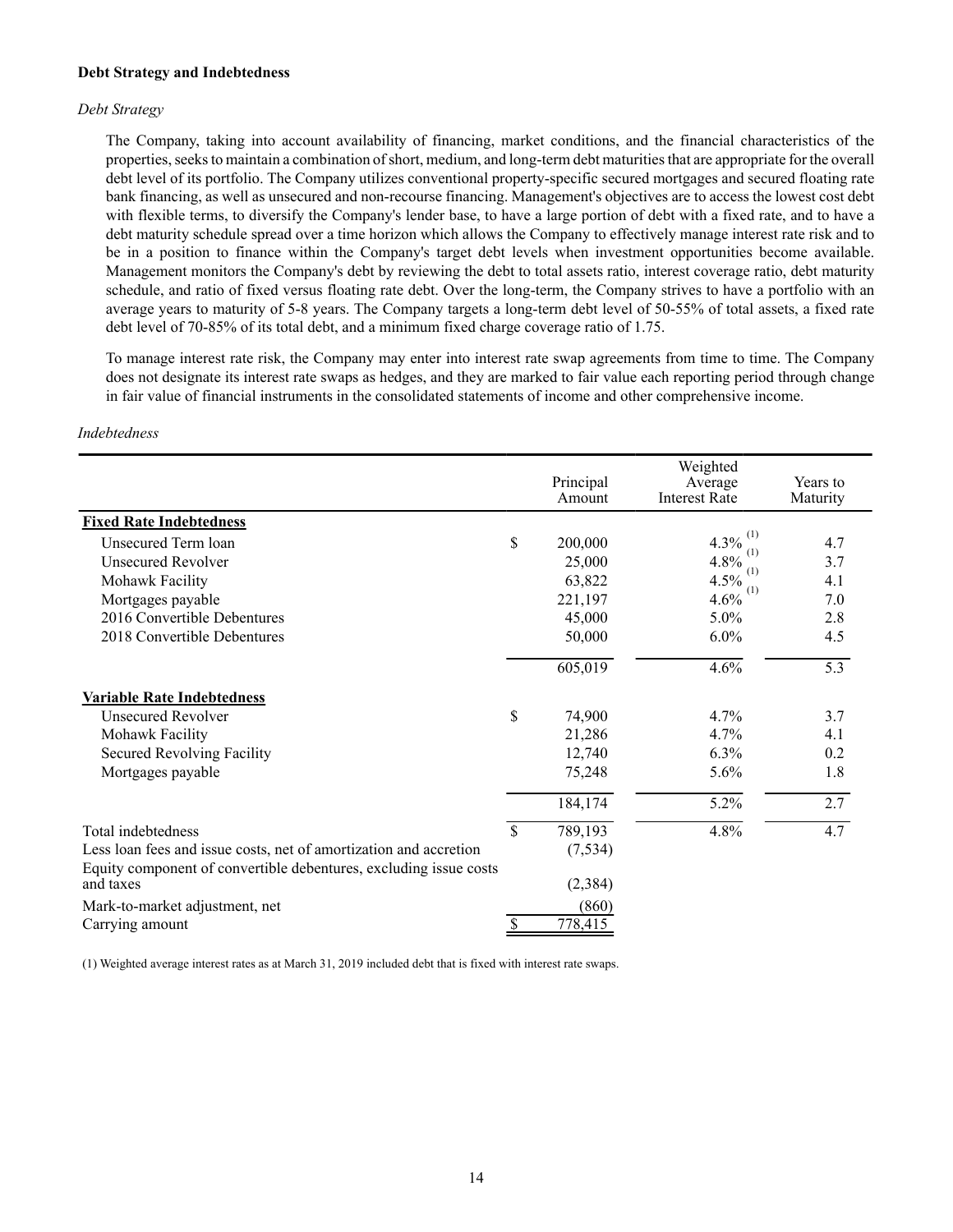**Debt Strategy and Indebtedness**

*Debt Strategy*

The Company, taking into account availability of financing, market conditions, and the financial characteristics of the properties, seeks to maintain a combination of short, medium, and long-term debt maturities that are appropriate for the overall debt level of its portfolio. The Company utilizes conventional property-specific secured mortgages and secured floating rate bank financing, as well as unsecured and non-recourse financing. Management's objectives are to access the lowest cost debt with flexible terms, to diversify the Company's lender base, to have a large portion of debt with a fixed rate, and to have a debt maturity schedule spread over a time horizon which allows the Company to effectively manage interest rate risk and to be in a position to finance within the Company's target debt levels when investment opportunities become available. Management monitors the Company's debt by reviewing the debt to total assets ratio, interest coverage ratio, debt maturity schedule, and ratio of fixed versus floating rate debt. Over the long-term, the Company strives to have a portfolio with an average years to maturity of 5-8 years. The Company targets a long-term debt level of 50-55% of total assets, a fixed rate debt level of 70-85% of its total debt, and a minimum fixed charge coverage ratio of 1.75.

To manage interest rate risk, the Company may enter into interest rate swap agreements from time to time. The Company does not designate its interest rate swaps as hedges, and they are marked to fair value each reporting period through change in fair value of financial instruments in the consolidated statements of income and other comprehensive income.

*Indebtedness*

| | Principal Amount | Weighted Average Interest Rate | Years to Maturity |
|---|---|---|---|
| **Fixed Rate Indebtedness** | | | |
| Unsecured Term loan | $ 200,000 | 4.3% (1) | 4.7 |
| Unsecured Revolver | 25,000 | 4.8% (1) | 3.7 |
| Mohawk Facility | 63,822 | 4.5% (1) | 4.1 |
| Mortgages payable | 221,197 | 4.6% (1) | 7.0 |
| 2016 Convertible Debentures | 45,000 | 5.0% | 2.8 |
| 2018 Convertible Debentures | 50,000 | 6.0% | 4.5 |
| | 605,019 | 4.6% | 5.3 |
| **Variable Rate Indebtedness** | | | |
| Unsecured Revolver | $ 74,900 | 4.7% | 3.7 |
| Mohawk Facility | 21,286 | 4.7% | 4.1 |
| Secured Revolving Facility | 12,740 | 6.3% | 0.2 |
| Mortgages payable | 75,248 | 5.6% | 1.8 |
| | 184,174 | 5.2% | 2.7 |
| Total indebtedness | $ 789,193 | 4.8% | 4.7 |
| Less loan fees and issue costs, net of amortization and accretion | (7,534) | | |
| Equity component of convertible debentures, excluding issue costs and taxes | (2,384) | | |
| Mark-to-market adjustment, net | (860) | | |
| Carrying amount | $ 778,415 | | |

(1) Weighted average interest rates as at March 31, 2019 included debt that is fixed with interest rate swaps.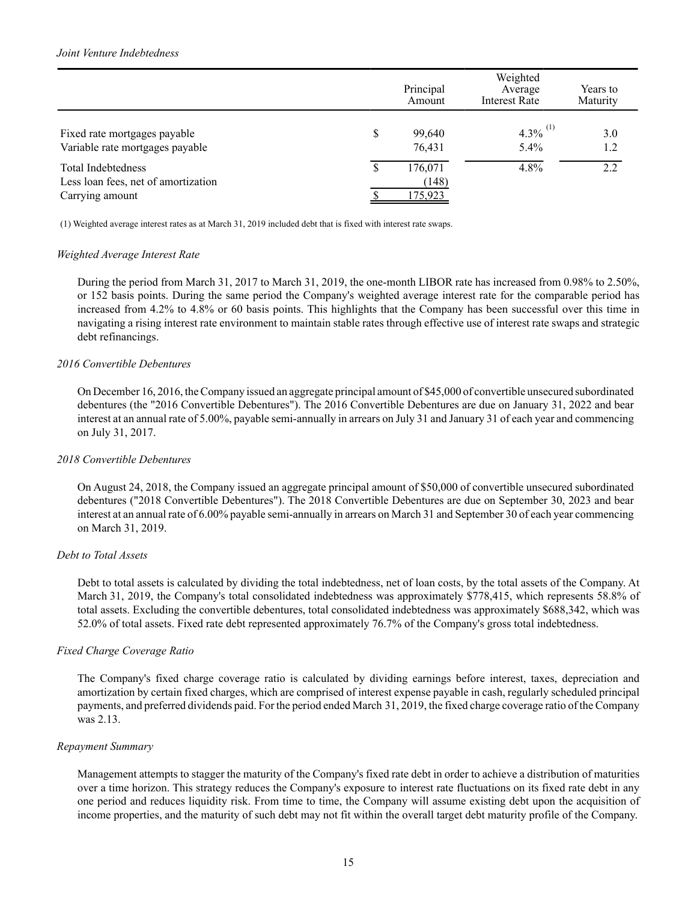*Joint Venture Indebtedness*

| | | Principal Amount | Weighted Average Interest Rate | Years to Maturity |
|---|---|---|---|---|
| Fixed rate mortgages payable | $ | 99,640 | 4.3% [(1)] | 3.0 |
| Variable rate mortgages payable | | 76,431 | 5.4% | 1.2 |
| Total Indebtedness | $ | 176,071 | 4.8% | 2.2 |
| Less loan fees, net of amortization | | (148) | | |
| Carrying amount | $ | 175,923 | | |

(1) Weighted average interest rates as at March 31, 2019 included debt that is fixed with interest rate swaps.

*Weighted Average Interest Rate*

During the period from March 31, 2017 to March 31, 2019, the one-month LIBOR rate has increased from 0.98% to 2.50%, or 152 basis points. During the same period the Company's weighted average interest rate for the comparable period has increased from 4.2% to 4.8% or 60 basis points. This highlights that the Company has been successful over this time in navigating a rising interest rate environment to maintain stable rates through effective use of interest rate swaps and strategic debt refinancings.

*2016 Convertible Debentures*

On December 16, 2016, the Company issued an aggregate principal amount of $45,000 of convertible unsecured subordinated debentures (the "2016 Convertible Debentures"). The 2016 Convertible Debentures are due on January 31, 2022 and bear interest at an annual rate of 5.00%, payable semi-annually in arrears on July 31 and January 31 of each year and commencing on July 31, 2017.

*2018 Convertible Debentures*

On August 24, 2018, the Company issued an aggregate principal amount of $50,000 of convertible unsecured subordinated debentures ("2018 Convertible Debentures"). The 2018 Convertible Debentures are due on September 30, 2023 and bear interest at an annual rate of 6.00% payable semi-annually in arrears on March 31 and September 30 of each year commencing on March 31, 2019.

*Debt to Total Assets*

Debt to total assets is calculated by dividing the total indebtedness, net of loan costs, by the total assets of the Company. At March 31, 2019, the Company's total consolidated indebtedness was approximately $778,415, which represents 58.8% of total assets. Excluding the convertible debentures, total consolidated indebtedness was approximately $688,342, which was 52.0% of total assets. Fixed rate debt represented approximately 76.7% of the Company's gross total indebtedness.

*Fixed Charge Coverage Ratio*

The Company's fixed charge coverage ratio is calculated by dividing earnings before interest, taxes, depreciation and amortization by certain fixed charges, which are comprised of interest expense payable in cash, regularly scheduled principal payments, and preferred dividends paid. For the period ended March 31, 2019, the fixed charge coverage ratio of the Company was 2.13.

*Repayment Summary*

Management attempts to stagger the maturity of the Company's fixed rate debt in order to achieve a distribution of maturities over a time horizon. This strategy reduces the Company's exposure to interest rate fluctuations on its fixed rate debt in any one period and reduces liquidity risk. From time to time, the Company will assume existing debt upon the acquisition of income properties, and the maturity of such debt may not fit within the overall target debt maturity profile of the Company.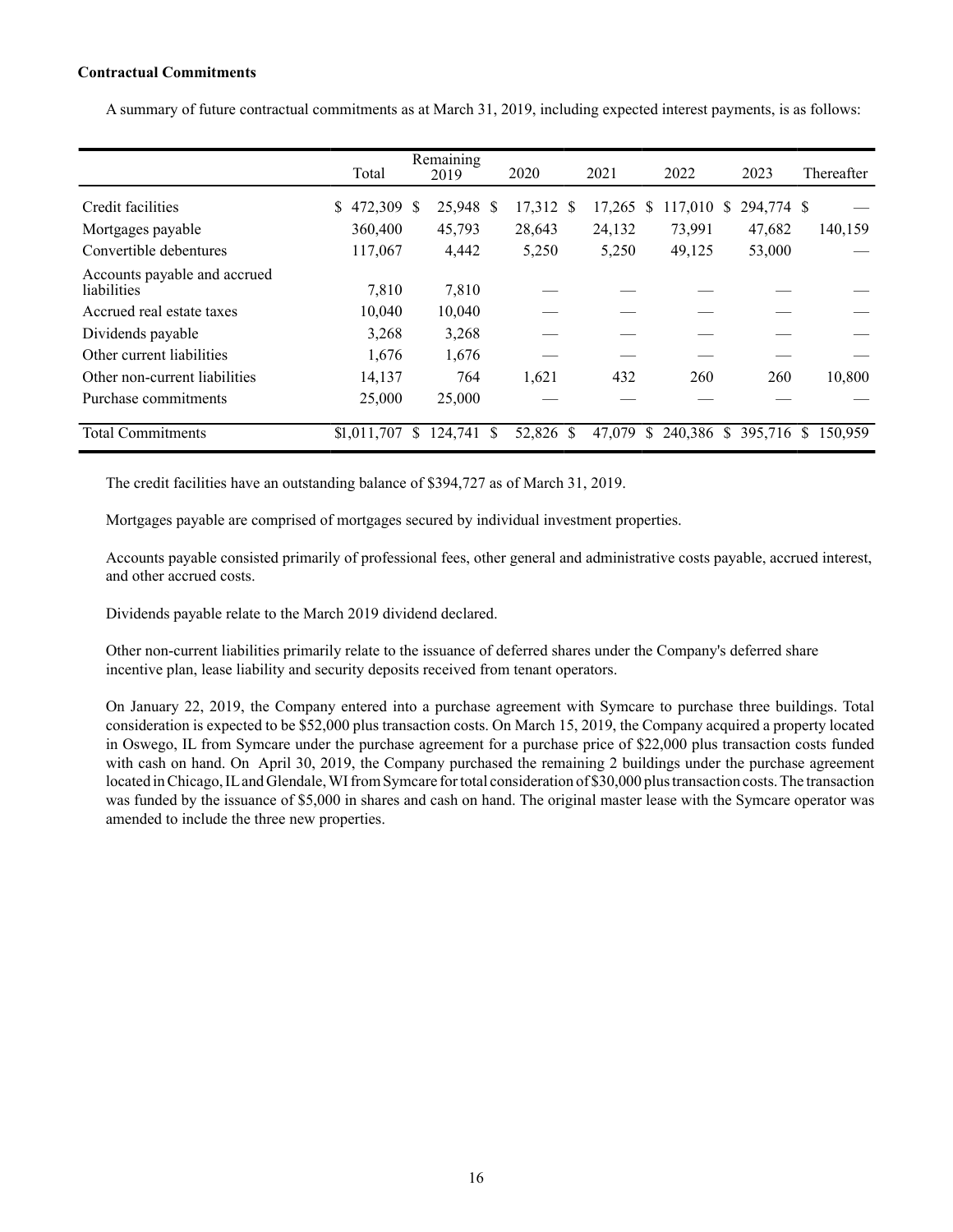**Contractual Commitments**

A summary of future contractual commitments as at March 31, 2019, including expected interest payments, is as follows:

| | Total | Remaining 2019 | 2020 | 2021 | 2022 | 2023 | Thereafter |
|---|---|---|---|---|---|---|---|
| Credit facilities | $ 472,309 | $ 25,948 | $ 17,312 | $ 17,265 | $ 117,010 | $ 294,774 | $ — |
| Mortgages payable | 360,400 | 45,793 | 28,643 | 24,132 | 73,991 | 47,682 | 140,159 |
| Convertible debentures | 117,067 | 4,442 | 5,250 | 5,250 | 49,125 | 53,000 | — |
| Accounts payable and accrued liabilities | 7,810 | 7,810 | — | — | — | — | — |
| Accrued real estate taxes | 10,040 | 10,040 | — | — | — | — | — |
| Dividends payable | 3,268 | 3,268 | — | — | — | — | — |
| Other current liabilities | 1,676 | 1,676 | — | — | — | — | — |
| Other non-current liabilities | 14,137 | 764 | 1,621 | 432 | 260 | 260 | 10,800 |
| Purchase commitments | 25,000 | 25,000 | — | — | — | — | — |
| Total Commitments | $1,011,707 | $ 124,741 | $ 52,826 | $ 47,079 | $ 240,386 | $ 395,716 | $ 150,959 |

The credit facilities have an outstanding balance of $394,727 as of March 31, 2019.

Mortgages payable are comprised of mortgages secured by individual investment properties.

Accounts payable consisted primarily of professional fees, other general and administrative costs payable, accrued interest, and other accrued costs.

Dividends payable relate to the March 2019 dividend declared.

Other non-current liabilities primarily relate to the issuance of deferred shares under the Company's deferred share incentive plan, lease liability and security deposits received from tenant operators.

On January 22, 2019, the Company entered into a purchase agreement with Symcare to purchase three buildings. Total consideration is expected to be $52,000 plus transaction costs. On March 15, 2019, the Company acquired a property located in Oswego, IL from Symcare under the purchase agreement for a purchase price of $22,000 plus transaction costs funded with cash on hand. On April 30, 2019, the Company purchased the remaining 2 buildings under the purchase agreement located in Chicago, IL and Glendale, WI from Symcare for total consideration of $30,000 plus transaction costs. The transaction was funded by the issuance of $5,000 in shares and cash on hand. The original master lease with the Symcare operator was amended to include the three new properties.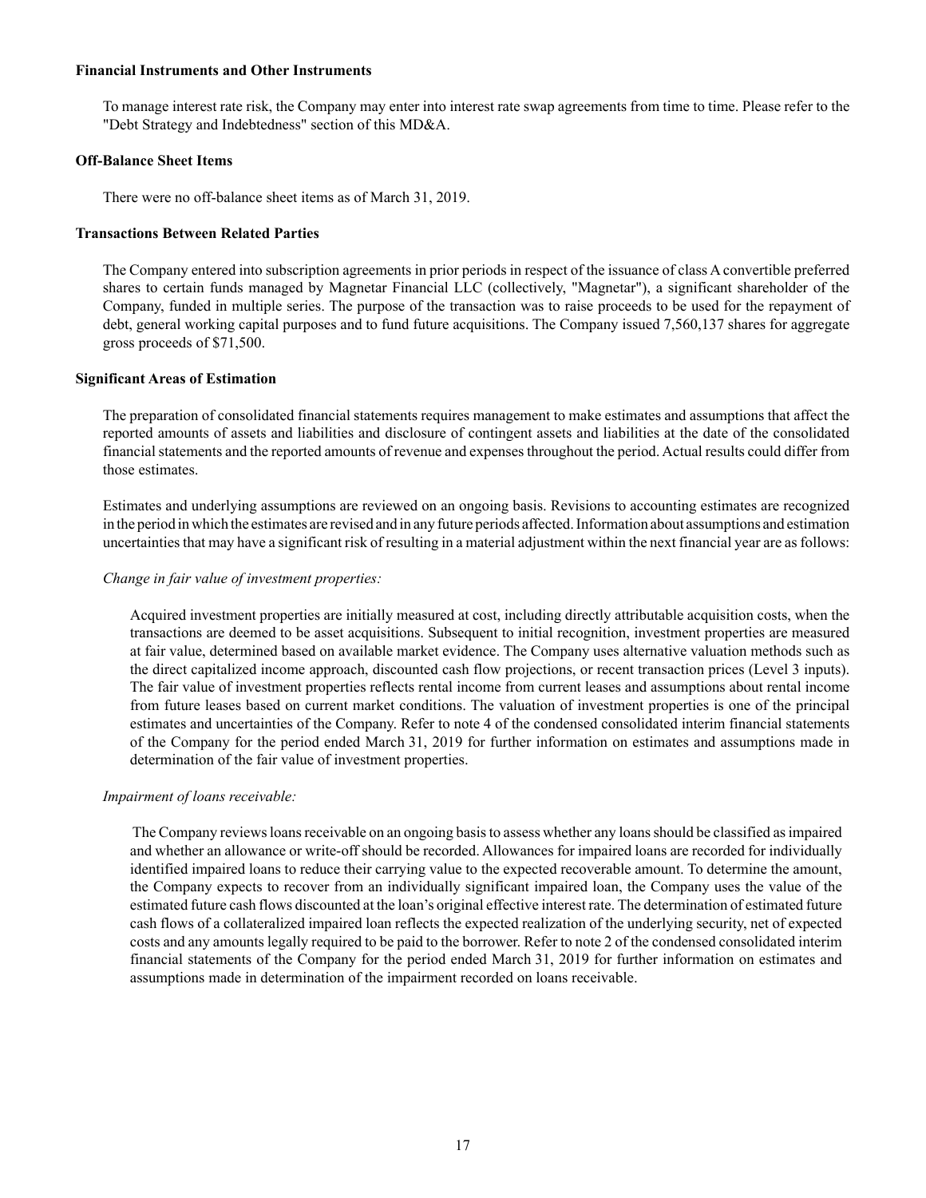**Financial Instruments and Other Instruments**

To manage interest rate risk, the Company may enter into interest rate swap agreements from time to time. Please refer to the "Debt Strategy and Indebtedness" section of this MD&A.

**Off-Balance Sheet Items**

There were no off-balance sheet items as of March 31, 2019.

**Transactions Between Related Parties**

The Company entered into subscription agreements in prior periods in respect of the issuance of class A convertible preferred shares to certain funds managed by Magnetar Financial LLC (collectively, "Magnetar"), a significant shareholder of the Company, funded in multiple series. The purpose of the transaction was to raise proceeds to be used for the repayment of debt, general working capital purposes and to fund future acquisitions. The Company issued 7,560,137 shares for aggregate gross proceeds of $71,500.

**Significant Areas of Estimation**

The preparation of consolidated financial statements requires management to make estimates and assumptions that affect the reported amounts of assets and liabilities and disclosure of contingent assets and liabilities at the date of the consolidated financial statements and the reported amounts of revenue and expenses throughout the period. Actual results could differ from those estimates.

Estimates and underlying assumptions are reviewed on an ongoing basis. Revisions to accounting estimates are recognized in the period in which the estimates are revised and in any future periods affected. Information about assumptions and estimation uncertainties that may have a significant risk of resulting in a material adjustment within the next financial year are as follows:

*Change in fair value of investment properties:*

Acquired investment properties are initially measured at cost, including directly attributable acquisition costs, when the transactions are deemed to be asset acquisitions. Subsequent to initial recognition, investment properties are measured at fair value, determined based on available market evidence. The Company uses alternative valuation methods such as the direct capitalized income approach, discounted cash flow projections, or recent transaction prices (Level 3 inputs). The fair value of investment properties reflects rental income from current leases and assumptions about rental income from future leases based on current market conditions. The valuation of investment properties is one of the principal estimates and uncertainties of the Company. Refer to note 4 of the condensed consolidated interim financial statements of the Company for the period ended March 31, 2019 for further information on estimates and assumptions made in determination of the fair value of investment properties.

*Impairment of loans receivable:*

The Company reviews loans receivable on an ongoing basis to assess whether any loans should be classified as impaired and whether an allowance or write-off should be recorded. Allowances for impaired loans are recorded for individually identified impaired loans to reduce their carrying value to the expected recoverable amount. To determine the amount, the Company expects to recover from an individually significant impaired loan, the Company uses the value of the estimated future cash flows discounted at the loan's original effective interest rate. The determination of estimated future cash flows of a collateralized impaired loan reflects the expected realization of the underlying security, net of expected costs and any amounts legally required to be paid to the borrower. Refer to note 2 of the condensed consolidated interim financial statements of the Company for the period ended March 31, 2019 for further information on estimates and assumptions made in determination of the impairment recorded on loans receivable.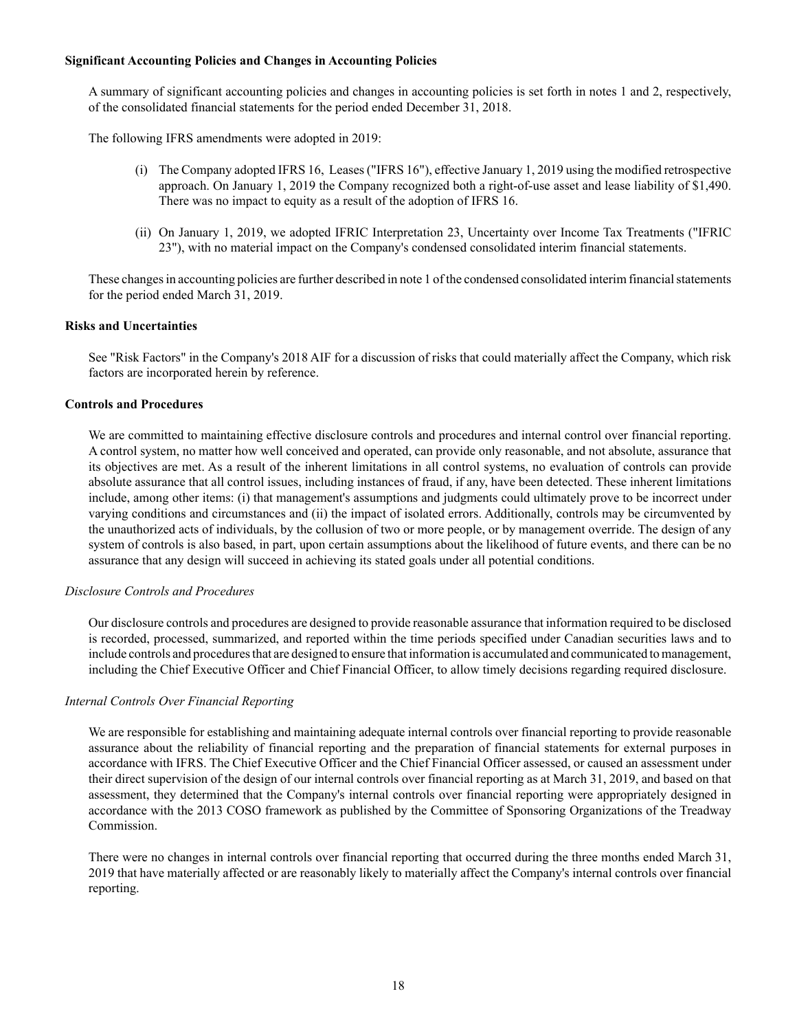**Significant Accounting Policies and Changes in Accounting Policies**

A summary of significant accounting policies and changes in accounting policies is set forth in notes 1 and 2, respectively, of the consolidated financial statements for the period ended December 31, 2018.

The following IFRS amendments were adopted in 2019:

(i) The Company adopted IFRS 16, Leases ("IFRS 16"), effective January 1, 2019 using the modified retrospective approach. On January 1, 2019 the Company recognized both a right-of-use asset and lease liability of $1,490. There was no impact to equity as a result of the adoption of IFRS 16.

(ii) On January 1, 2019, we adopted IFRIC Interpretation 23, Uncertainty over Income Tax Treatments ("IFRIC 23"), with no material impact on the Company's condensed consolidated interim financial statements.

These changes in accounting policies are further described in note 1 of the condensed consolidated interim financial statements for the period ended March 31, 2019.

**Risks and Uncertainties**

See "Risk Factors" in the Company's 2018 AIF for a discussion of risks that could materially affect the Company, which risk factors are incorporated herein by reference.

**Controls and Procedures**

We are committed to maintaining effective disclosure controls and procedures and internal control over financial reporting. A control system, no matter how well conceived and operated, can provide only reasonable, and not absolute, assurance that its objectives are met. As a result of the inherent limitations in all control systems, no evaluation of controls can provide absolute assurance that all control issues, including instances of fraud, if any, have been detected. These inherent limitations include, among other items: (i) that management's assumptions and judgments could ultimately prove to be incorrect under varying conditions and circumstances and (ii) the impact of isolated errors. Additionally, controls may be circumvented by the unauthorized acts of individuals, by the collusion of two or more people, or by management override. The design of any system of controls is also based, in part, upon certain assumptions about the likelihood of future events, and there can be no assurance that any design will succeed in achieving its stated goals under all potential conditions.

*Disclosure Controls and Procedures*

Our disclosure controls and procedures are designed to provide reasonable assurance that information required to be disclosed is recorded, processed, summarized, and reported within the time periods specified under Canadian securities laws and to include controls and procedures that are designed to ensure that information is accumulated and communicated to management, including the Chief Executive Officer and Chief Financial Officer, to allow timely decisions regarding required disclosure.

*Internal Controls Over Financial Reporting*

We are responsible for establishing and maintaining adequate internal controls over financial reporting to provide reasonable assurance about the reliability of financial reporting and the preparation of financial statements for external purposes in accordance with IFRS. The Chief Executive Officer and the Chief Financial Officer assessed, or caused an assessment under their direct supervision of the design of our internal controls over financial reporting as at March 31, 2019, and based on that assessment, they determined that the Company's internal controls over financial reporting were appropriately designed in accordance with the 2013 COSO framework as published by the Committee of Sponsoring Organizations of the Treadway Commission.

There were no changes in internal controls over financial reporting that occurred during the three months ended March 31, 2019 that have materially affected or are reasonably likely to materially affect the Company's internal controls over financial reporting.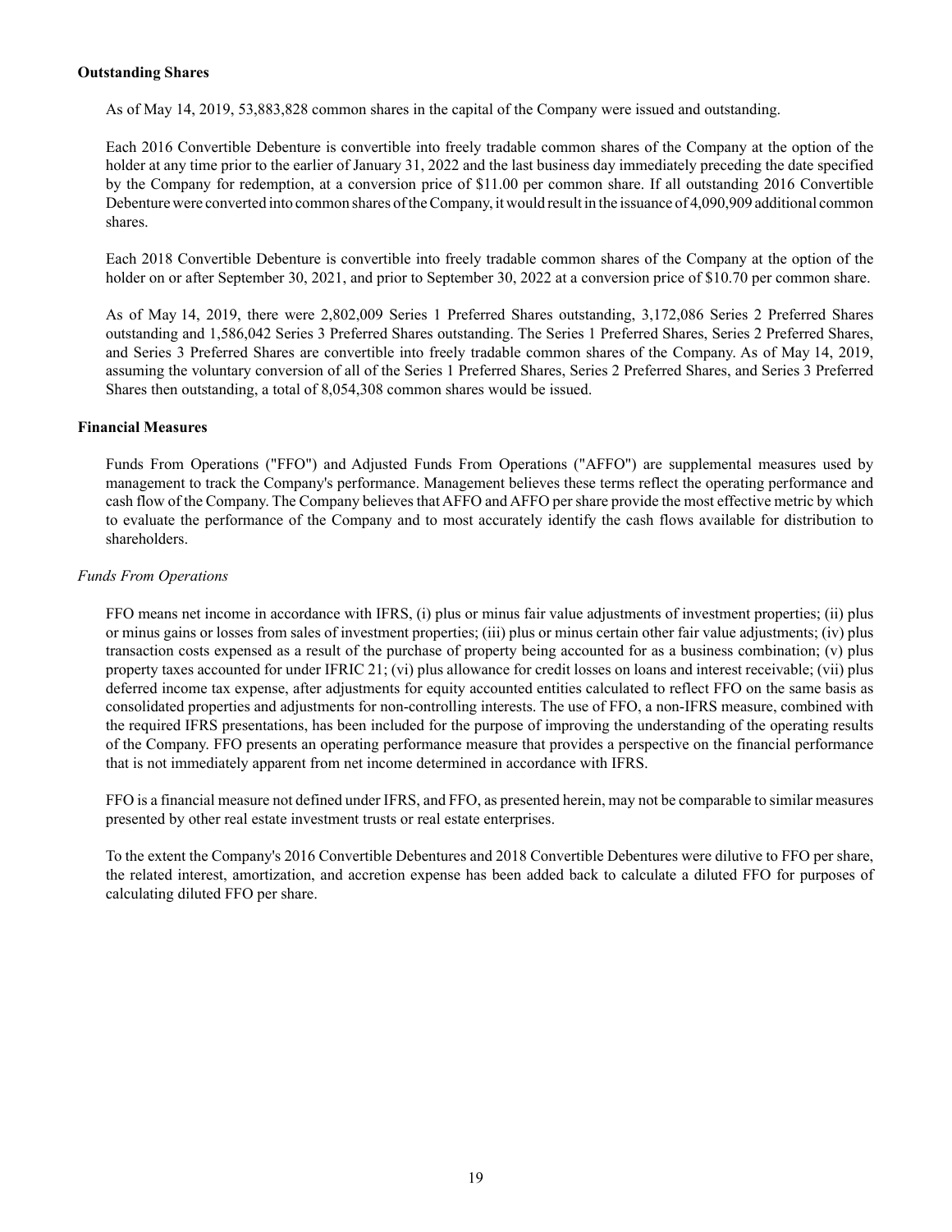**Outstanding Shares**

As of May 14, 2019, 53,883,828 common shares in the capital of the Company were issued and outstanding.

Each 2016 Convertible Debenture is convertible into freely tradable common shares of the Company at the option of the holder at any time prior to the earlier of January 31, 2022 and the last business day immediately preceding the date specified by the Company for redemption, at a conversion price of $11.00 per common share. If all outstanding 2016 Convertible Debenture were converted into common shares of the Company, it would result in the issuance of 4,090,909 additional common shares.

Each 2018 Convertible Debenture is convertible into freely tradable common shares of the Company at the option of the holder on or after September 30, 2021, and prior to September 30, 2022 at a conversion price of $10.70 per common share.

As of May 14, 2019, there were 2,802,009 Series 1 Preferred Shares outstanding, 3,172,086 Series 2 Preferred Shares outstanding and 1,586,042 Series 3 Preferred Shares outstanding. The Series 1 Preferred Shares, Series 2 Preferred Shares, and Series 3 Preferred Shares are convertible into freely tradable common shares of the Company. As of May 14, 2019, assuming the voluntary conversion of all of the Series 1 Preferred Shares, Series 2 Preferred Shares, and Series 3 Preferred Shares then outstanding, a total of 8,054,308 common shares would be issued.

**Financial Measures**

Funds From Operations ("FFO") and Adjusted Funds From Operations ("AFFO") are supplemental measures used by management to track the Company's performance. Management believes these terms reflect the operating performance and cash flow of the Company. The Company believes that AFFO and AFFO per share provide the most effective metric by which to evaluate the performance of the Company and to most accurately identify the cash flows available for distribution to shareholders.

*Funds From Operations*

FFO means net income in accordance with IFRS, (i) plus or minus fair value adjustments of investment properties; (ii) plus or minus gains or losses from sales of investment properties; (iii) plus or minus certain other fair value adjustments; (iv) plus transaction costs expensed as a result of the purchase of property being accounted for as a business combination; (v) plus property taxes accounted for under IFRIC 21; (vi) plus allowance for credit losses on loans and interest receivable; (vii) plus deferred income tax expense, after adjustments for equity accounted entities calculated to reflect FFO on the same basis as consolidated properties and adjustments for non-controlling interests. The use of FFO, a non-IFRS measure, combined with the required IFRS presentations, has been included for the purpose of improving the understanding of the operating results of the Company. FFO presents an operating performance measure that provides a perspective on the financial performance that is not immediately apparent from net income determined in accordance with IFRS.

FFO is a financial measure not defined under IFRS, and FFO, as presented herein, may not be comparable to similar measures presented by other real estate investment trusts or real estate enterprises.

To the extent the Company's 2016 Convertible Debentures and 2018 Convertible Debentures were dilutive to FFO per share, the related interest, amortization, and accretion expense has been added back to calculate a diluted FFO for purposes of calculating diluted FFO per share.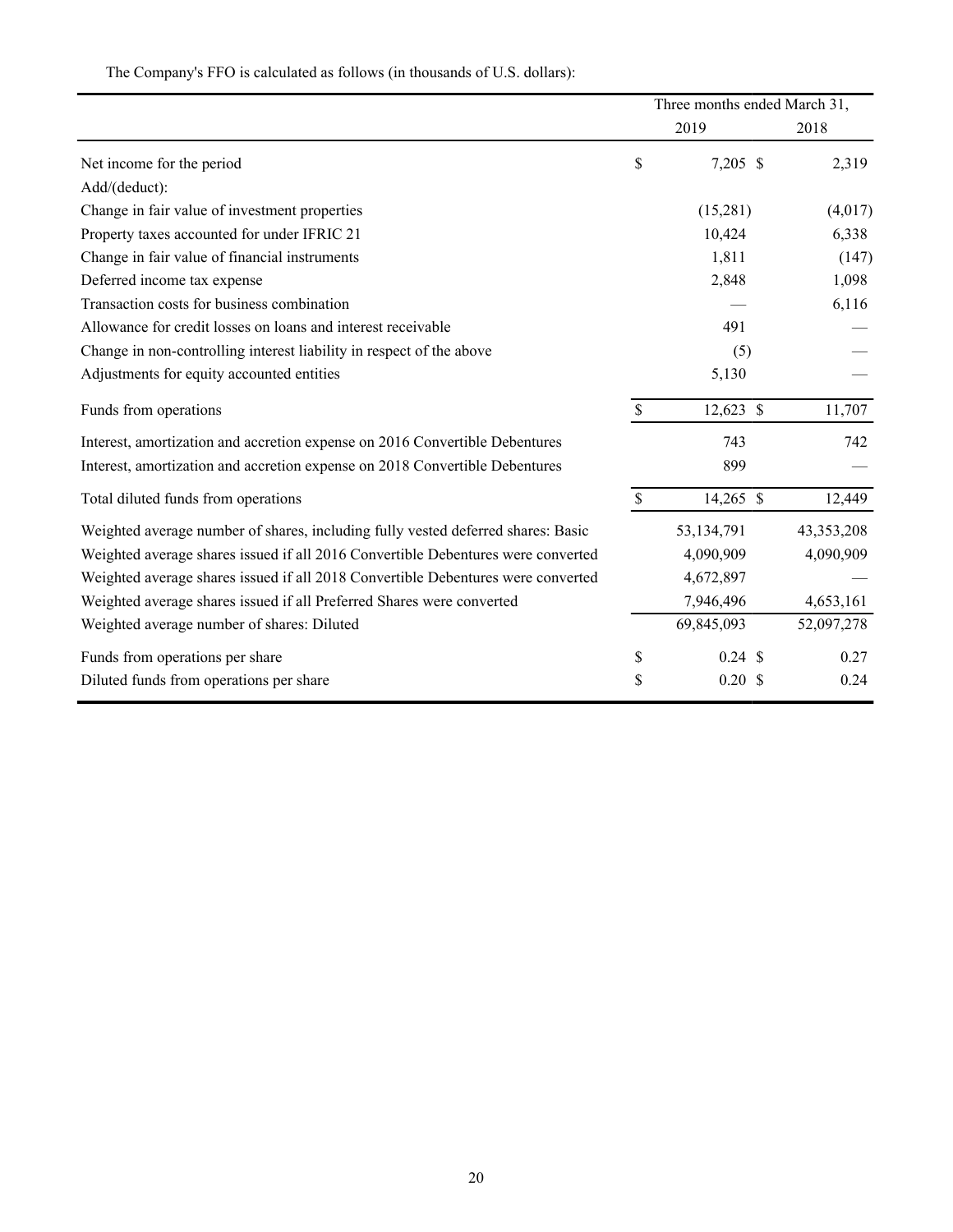The Company's FFO is calculated as follows (in thousands of U.S. dollars):

| | Three months ended March 31, | |
|---|---|---|
| | 2019 | 2018 |
| Net income for the period | $ 7,205 | $ 2,319 |
| Add/(deduct): | | |
| Change in fair value of investment properties | (15,281) | (4,017) |
| Property taxes accounted for under IFRIC 21 | 10,424 | 6,338 |
| Change in fair value of financial instruments | 1,811 | (147) |
| Deferred income tax expense | 2,848 | 1,098 |
| Transaction costs for business combination | — | 6,116 |
| Allowance for credit losses on loans and interest receivable | 491 | — |
| Change in non-controlling interest liability in respect of the above | (5) | — |
| Adjustments for equity accounted entities | 5,130 | — |
| Funds from operations | $ 12,623 | $ 11,707 |
| Interest, amortization and accretion expense on 2016 Convertible Debentures | 743 | 742 |
| Interest, amortization and accretion expense on 2018 Convertible Debentures | 899 | — |
| Total diluted funds from operations | $ 14,265 | $ 12,449 |
| Weighted average number of shares, including fully vested deferred shares: Basic | 53,134,791 | 43,353,208 |
| Weighted average shares issued if all 2016 Convertible Debentures were converted | 4,090,909 | 4,090,909 |
| Weighted average shares issued if all 2018 Convertible Debentures were converted | 4,672,897 | — |
| Weighted average shares issued if all Preferred Shares were converted | 7,946,496 | 4,653,161 |
| Weighted average number of shares: Diluted | 69,845,093 | 52,097,278 |
| Funds from operations per share | $ 0.24 | $ 0.27 |
| Diluted funds from operations per share | $ 0.20 | $ 0.24 |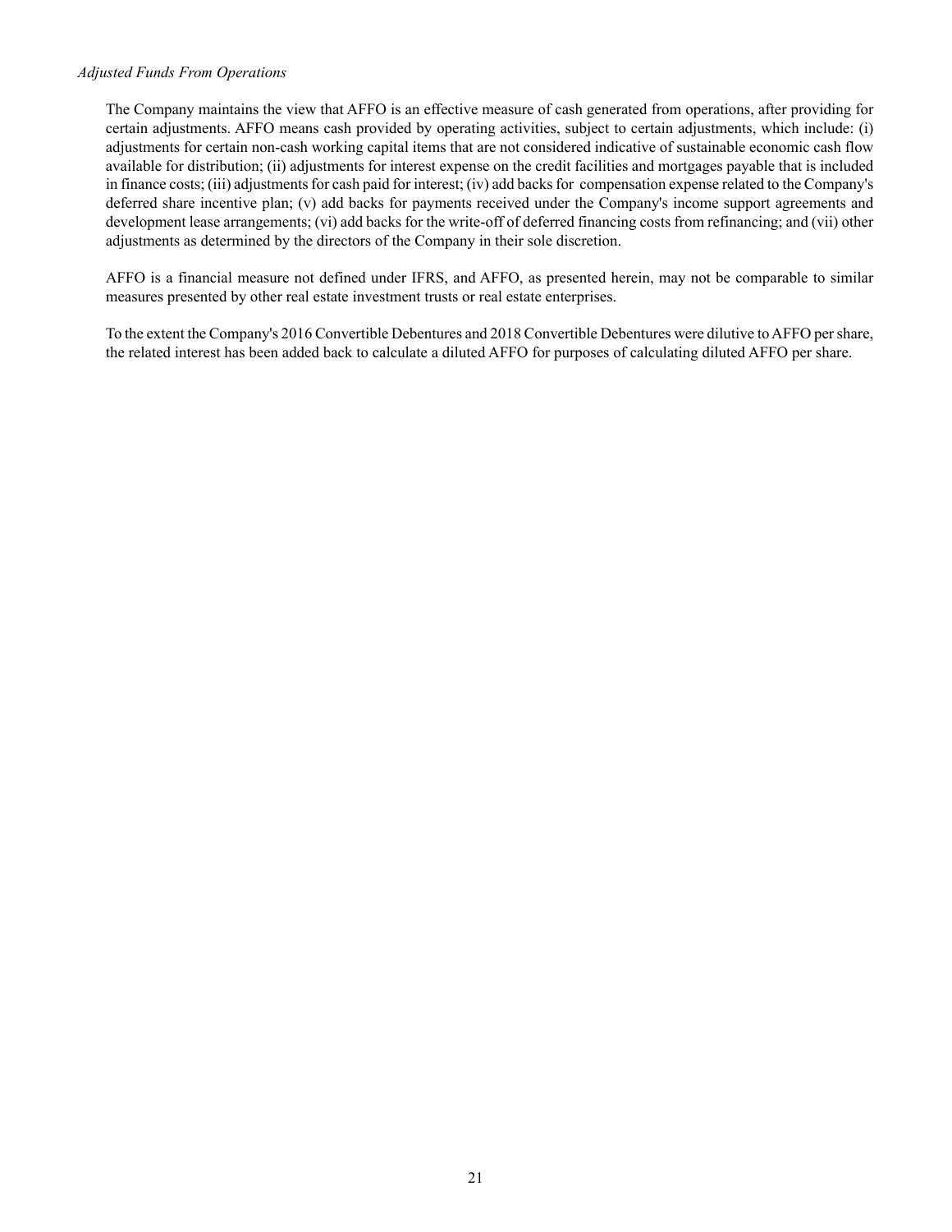*Adjusted Funds From Operations*

The Company maintains the view that AFFO is an effective measure of cash generated from operations, after providing for certain adjustments. AFFO means cash provided by operating activities, subject to certain adjustments, which include: (i) adjustments for certain non-cash working capital items that are not considered indicative of sustainable economic cash flow available for distribution; (ii) adjustments for interest expense on the credit facilities and mortgages payable that is included in finance costs; (iii) adjustments for cash paid for interest; (iv) add backs for compensation expense related to the Company's deferred share incentive plan; (v) add backs for payments received under the Company's income support agreements and development lease arrangements; (vi) add backs for the write-off of deferred financing costs from refinancing; and (vii) other adjustments as determined by the directors of the Company in their sole discretion.

AFFO is a financial measure not defined under IFRS, and AFFO, as presented herein, may not be comparable to similar measures presented by other real estate investment trusts or real estate enterprises.

To the extent the Company's 2016 Convertible Debentures and 2018 Convertible Debentures were dilutive to AFFO per share, the related interest has been added back to calculate a diluted AFFO for purposes of calculating diluted AFFO per share.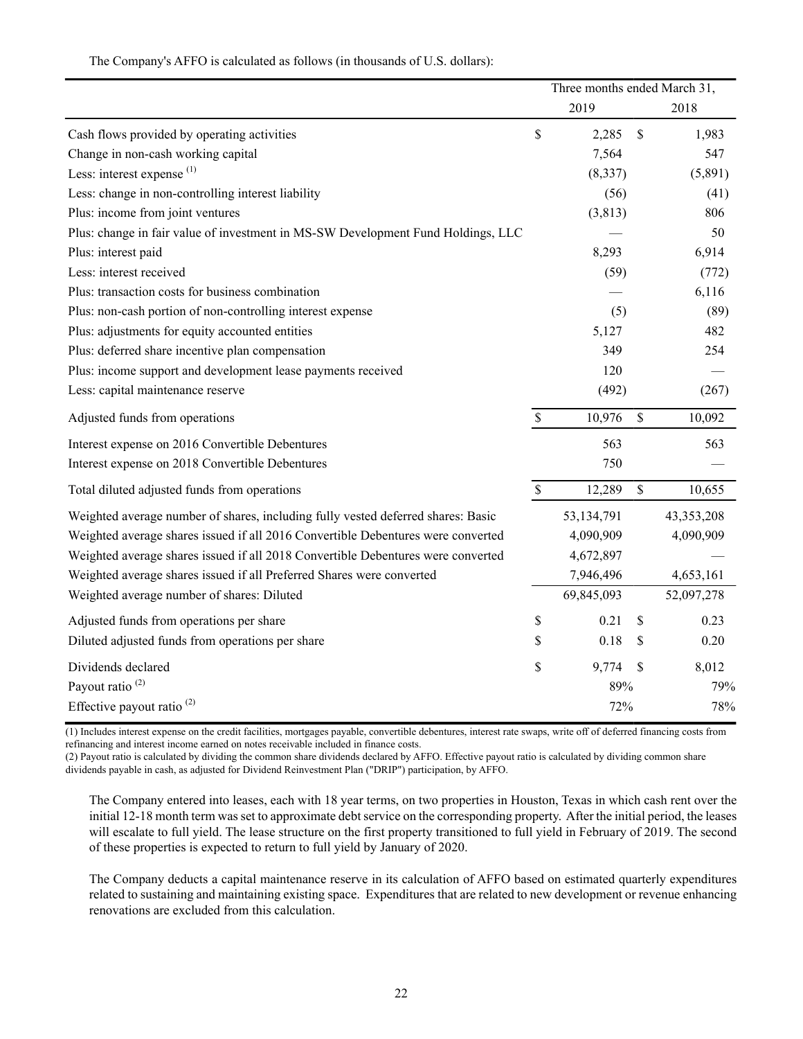The Company's AFFO is calculated as follows (in thousands of U.S. dollars):

| | Three months ended March 31, | |
|---|---|---|
| | 2019 | 2018 |
| Cash flows provided by operating activities | $ 2,285 | $ 1,983 |
| Change in non-cash working capital | 7,564 | 547 |
| Less: interest expense [(1)] | (8,337) | (5,891) |
| Less: change in non-controlling interest liability | (56) | (41) |
| Plus: income from joint ventures | (3,813) | 806 |
| Plus: change in fair value of investment in MS-SW Development Fund Holdings, LLC | — | 50 |
| Plus: interest paid | 8,293 | 6,914 |
| Less: interest received | (59) | (772) |
| Plus: transaction costs for business combination | — | 6,116 |
| Plus: non-cash portion of non-controlling interest expense | (5) | (89) |
| Plus: adjustments for equity accounted entities | 5,127 | 482 |
| Plus: deferred share incentive plan compensation | 349 | 254 |
| Plus: income support and development lease payments received | 120 | — |
| Less: capital maintenance reserve | (492) | (267) |
| Adjusted funds from operations | $ 10,976 | $ 10,092 |
| Interest expense on 2016 Convertible Debentures | 563 | 563 |
| Interest expense on 2018 Convertible Debentures | 750 | — |
| Total diluted adjusted funds from operations | $ 12,289 | $ 10,655 |
| Weighted average number of shares, including fully vested deferred shares: Basic | 53,134,791 | 43,353,208 |
| Weighted average shares issued if all 2016 Convertible Debentures were converted | 4,090,909 | 4,090,909 |
| Weighted average shares issued if all 2018 Convertible Debentures were converted | 4,672,897 | — |
| Weighted average shares issued if all Preferred Shares were converted | 7,946,496 | 4,653,161 |
| Weighted average number of shares: Diluted | 69,845,093 | 52,097,278 |
| Adjusted funds from operations per share | $ 0.21 | $ 0.23 |
| Diluted adjusted funds from operations per share | $ 0.18 | $ 0.20 |
| Dividends declared | $ 9,774 | $ 8,012 |
| Payout ratio [(2)] | 89% | 79% |
| Effective payout ratio [(2)] | 72% | 78% |

(1) Includes interest expense on the credit facilities, mortgages payable, convertible debentures, interest rate swaps, write off of deferred financing costs from refinancing and interest income earned on notes receivable included in finance costs.
(2) Payout ratio is calculated by dividing the common share dividends declared by AFFO. Effective payout ratio is calculated by dividing common share dividends payable in cash, as adjusted for Dividend Reinvestment Plan ("DRIP") participation, by AFFO.

The Company entered into leases, each with 18 year terms, on two properties in Houston, Texas in which cash rent over the initial 12-18 month term was set to approximate debt service on the corresponding property. After the initial period, the leases will escalate to full yield. The lease structure on the first property transitioned to full yield in February of 2019. The second of these properties is expected to return to full yield by January of 2020.

The Company deducts a capital maintenance reserve in its calculation of AFFO based on estimated quarterly expenditures related to sustaining and maintaining existing space. Expenditures that are related to new development or revenue enhancing renovations are excluded from this calculation.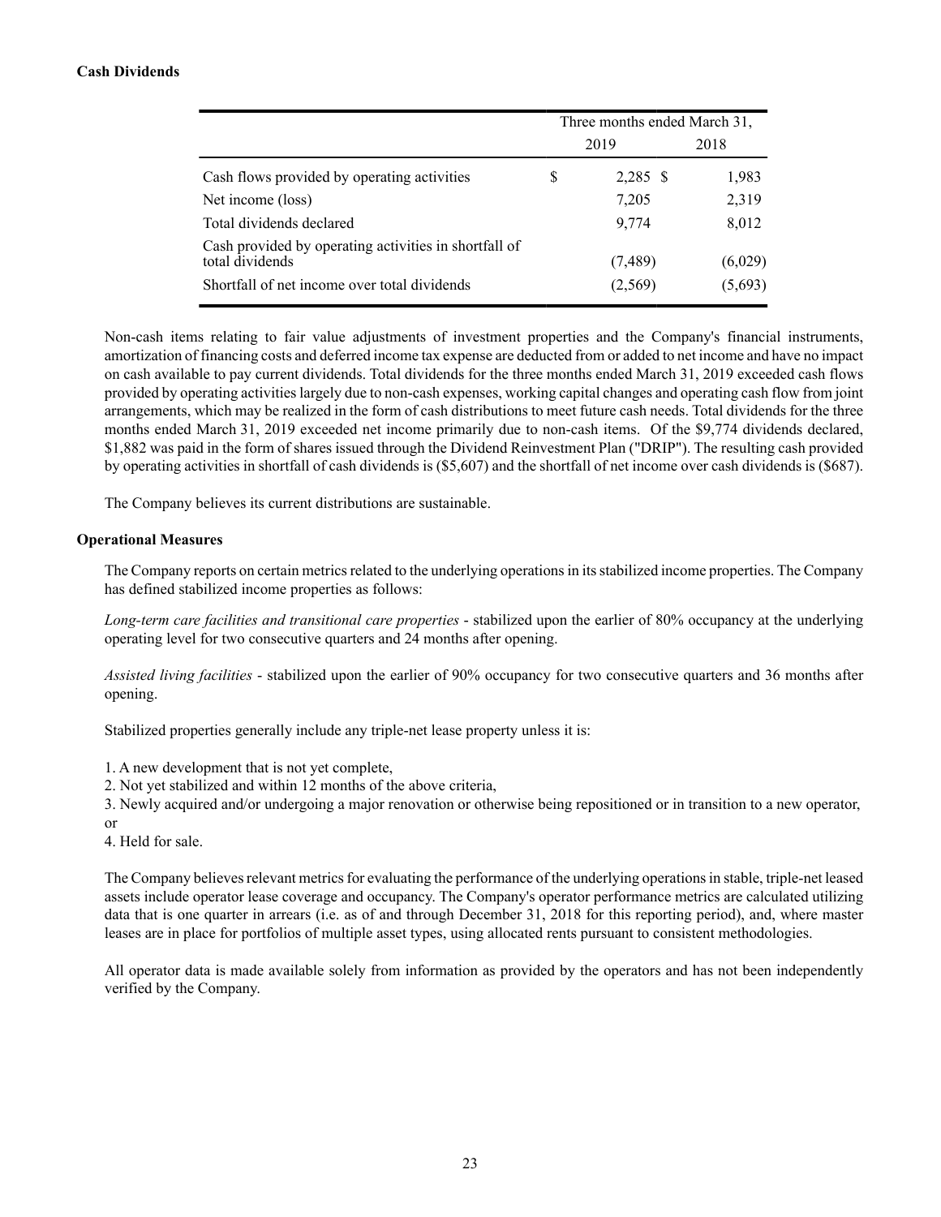**Cash Dividends**

| | Three months ended March 31, | |
|---|---|---|
| | 2019 | 2018 |
| Cash flows provided by operating activities | $ 2,285 | $ 1,983 |
| Net income (loss) | 7,205 | 2,319 |
| Total dividends declared | 9,774 | 8,012 |
| Cash provided by operating activities in shortfall of total dividends | (7,489) | (6,029) |
| Shortfall of net income over total dividends | (2,569) | (5,693) |

Non-cash items relating to fair value adjustments of investment properties and the Company's financial instruments, amortization of financing costs and deferred income tax expense are deducted from or added to net income and have no impact on cash available to pay current dividends. Total dividends for the three months ended March 31, 2019 exceeded cash flows provided by operating activities largely due to non-cash expenses, working capital changes and operating cash flow from joint arrangements, which may be realized in the form of cash distributions to meet future cash needs. Total dividends for the three months ended March 31, 2019 exceeded net income primarily due to non-cash items. Of the $9,774 dividends declared, $1,882 was paid in the form of shares issued through the Dividend Reinvestment Plan ("DRIP"). The resulting cash provided by operating activities in shortfall of cash dividends is ($5,607) and the shortfall of net income over cash dividends is ($687).

The Company believes its current distributions are sustainable.

**Operational Measures**

The Company reports on certain metrics related to the underlying operations in its stabilized income properties. The Company has defined stabilized income properties as follows:

*Long-term care facilities and transitional care properties* - stabilized upon the earlier of 80% occupancy at the underlying operating level for two consecutive quarters and 24 months after opening.

*Assisted living facilities* - stabilized upon the earlier of 90% occupancy for two consecutive quarters and 36 months after opening.

Stabilized properties generally include any triple-net lease property unless it is:

1. A new development that is not yet complete,
2. Not yet stabilized and within 12 months of the above criteria,
3. Newly acquired and/or undergoing a major renovation or otherwise being repositioned or in transition to a new operator, or
4. Held for sale.

The Company believes relevant metrics for evaluating the performance of the underlying operations in stable, triple-net leased assets include operator lease coverage and occupancy. The Company's operator performance metrics are calculated utilizing data that is one quarter in arrears (i.e. as of and through December 31, 2018 for this reporting period), and, where master leases are in place for portfolios of multiple asset types, using allocated rents pursuant to consistent methodologies.

All operator data is made available solely from information as provided by the operators and has not been independently verified by the Company.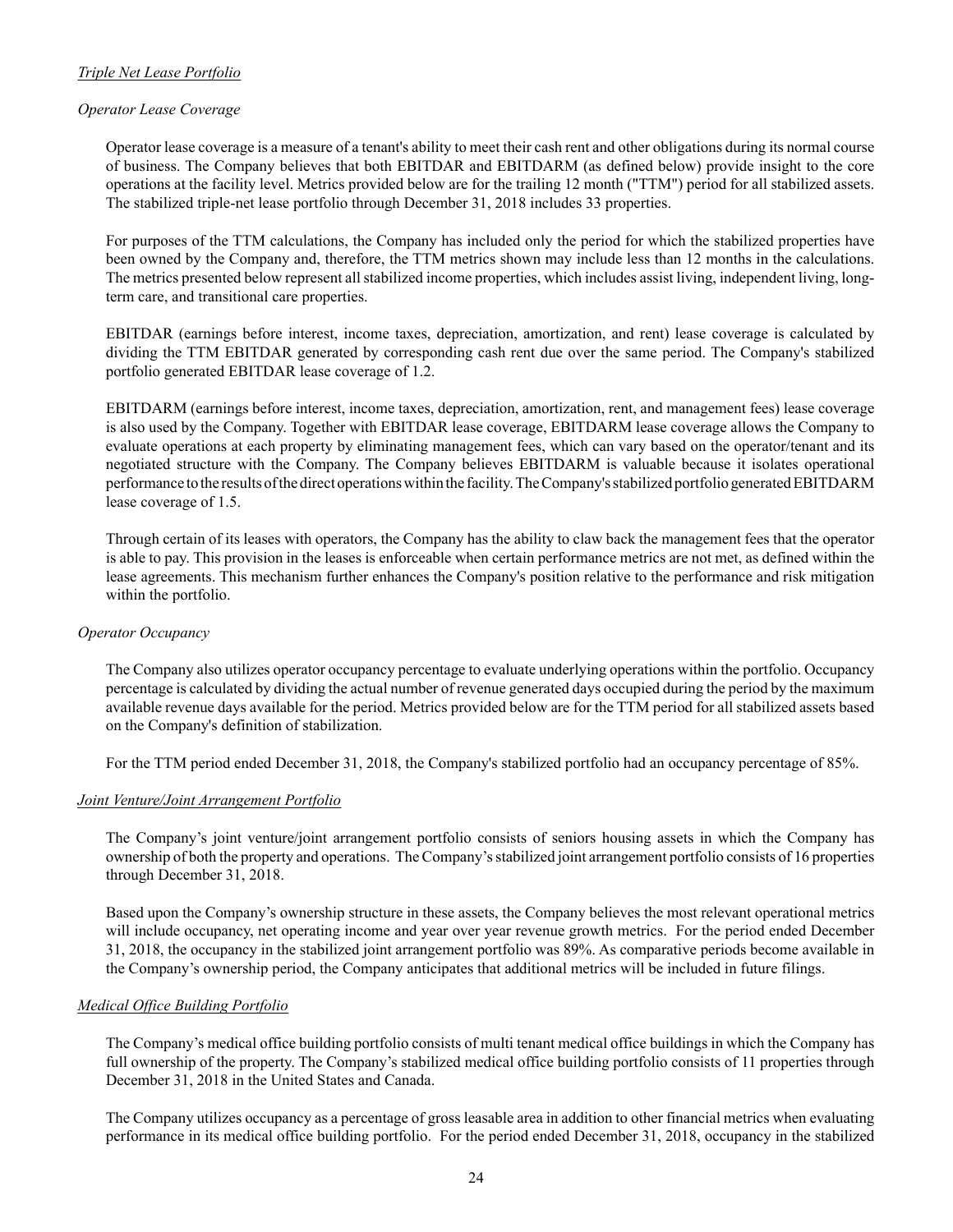*Triple Net Lease Portfolio*

*Operator Lease Coverage*

Operator lease coverage is a measure of a tenant's ability to meet their cash rent and other obligations during its normal course of business. The Company believes that both EBITDAR and EBITDARM (as defined below) provide insight to the core operations at the facility level. Metrics provided below are for the trailing 12 month ("TTM") period for all stabilized assets. The stabilized triple-net lease portfolio through December 31, 2018 includes 33 properties.

For purposes of the TTM calculations, the Company has included only the period for which the stabilized properties have been owned by the Company and, therefore, the TTM metrics shown may include less than 12 months in the calculations. The metrics presented below represent all stabilized income properties, which includes assist living, independent living, long-term care, and transitional care properties.

EBITDAR (earnings before interest, income taxes, depreciation, amortization, and rent) lease coverage is calculated by dividing the TTM EBITDAR generated by corresponding cash rent due over the same period. The Company's stabilized portfolio generated EBITDAR lease coverage of 1.2.

EBITDARM (earnings before interest, income taxes, depreciation, amortization, rent, and management fees) lease coverage is also used by the Company. Together with EBITDAR lease coverage, EBITDARM lease coverage allows the Company to evaluate operations at each property by eliminating management fees, which can vary based on the operator/tenant and its negotiated structure with the Company. The Company believes EBITDARM is valuable because it isolates operational performance to the results of the direct operations within the facility. The Company's stabilized portfolio generated EBITDARM lease coverage of 1.5.

Through certain of its leases with operators, the Company has the ability to claw back the management fees that the operator is able to pay. This provision in the leases is enforceable when certain performance metrics are not met, as defined within the lease agreements. This mechanism further enhances the Company's position relative to the performance and risk mitigation within the portfolio.

*Operator Occupancy*

The Company also utilizes operator occupancy percentage to evaluate underlying operations within the portfolio. Occupancy percentage is calculated by dividing the actual number of revenue generated days occupied during the period by the maximum available revenue days available for the period. Metrics provided below are for the TTM period for all stabilized assets based on the Company's definition of stabilization.

For the TTM period ended December 31, 2018, the Company's stabilized portfolio had an occupancy percentage of 85%.

*Joint Venture/Joint Arrangement Portfolio*

The Company's joint venture/joint arrangement portfolio consists of seniors housing assets in which the Company has ownership of both the property and operations. The Company's stabilized joint arrangement portfolio consists of 16 properties through December 31, 2018.

Based upon the Company's ownership structure in these assets, the Company believes the most relevant operational metrics will include occupancy, net operating income and year over year revenue growth metrics. For the period ended December 31, 2018, the occupancy in the stabilized joint arrangement portfolio was 89%. As comparative periods become available in the Company's ownership period, the Company anticipates that additional metrics will be included in future filings.

*Medical Office Building Portfolio*

The Company's medical office building portfolio consists of multi tenant medical office buildings in which the Company has full ownership of the property. The Company's stabilized medical office building portfolio consists of 11 properties through December 31, 2018 in the United States and Canada.

The Company utilizes occupancy as a percentage of gross leasable area in addition to other financial metrics when evaluating performance in its medical office building portfolio. For the period ended December 31, 2018, occupancy in the stabilized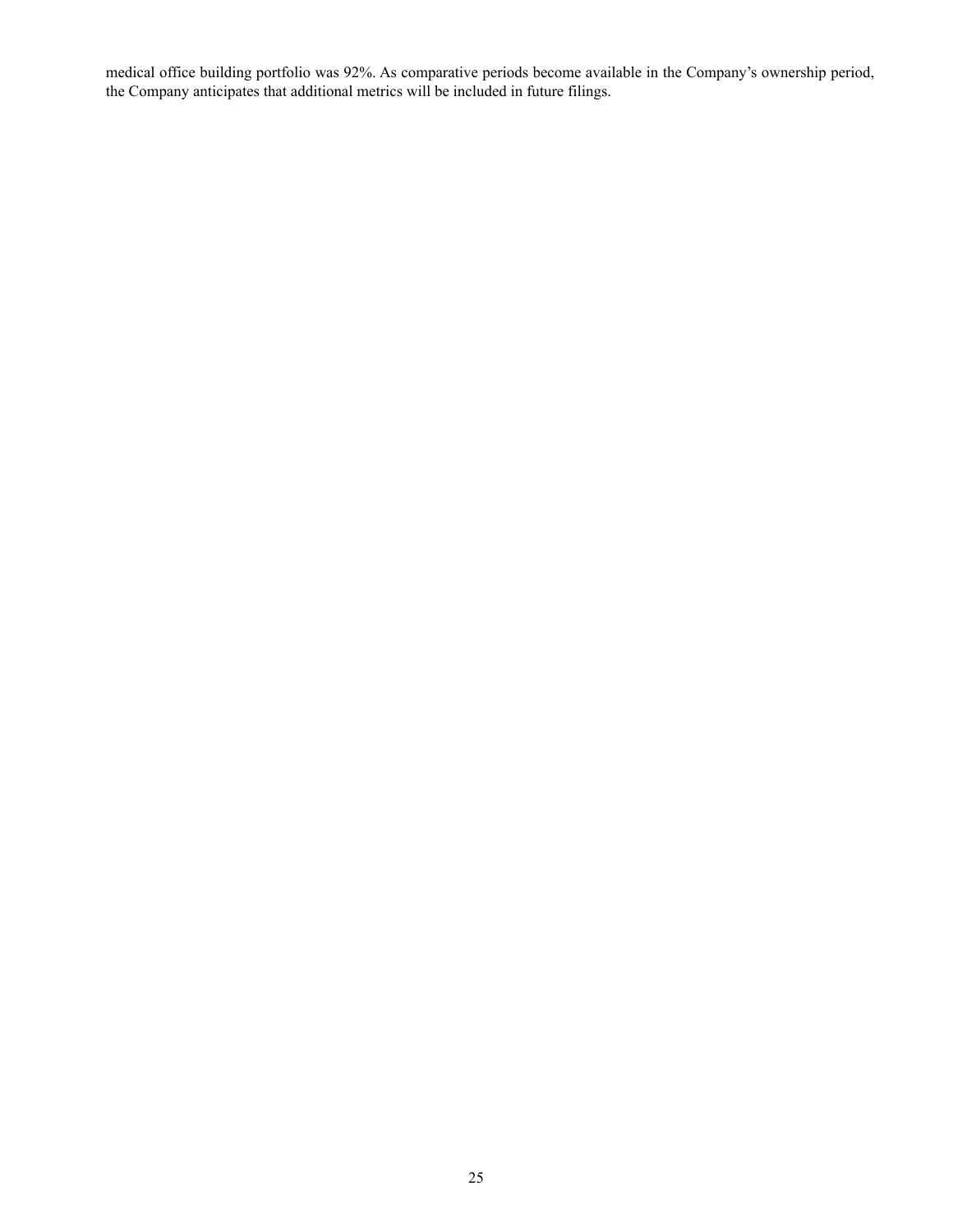medical office building portfolio was 92%. As comparative periods become available in the Company's ownership period, the Company anticipates that additional metrics will be included in future filings.